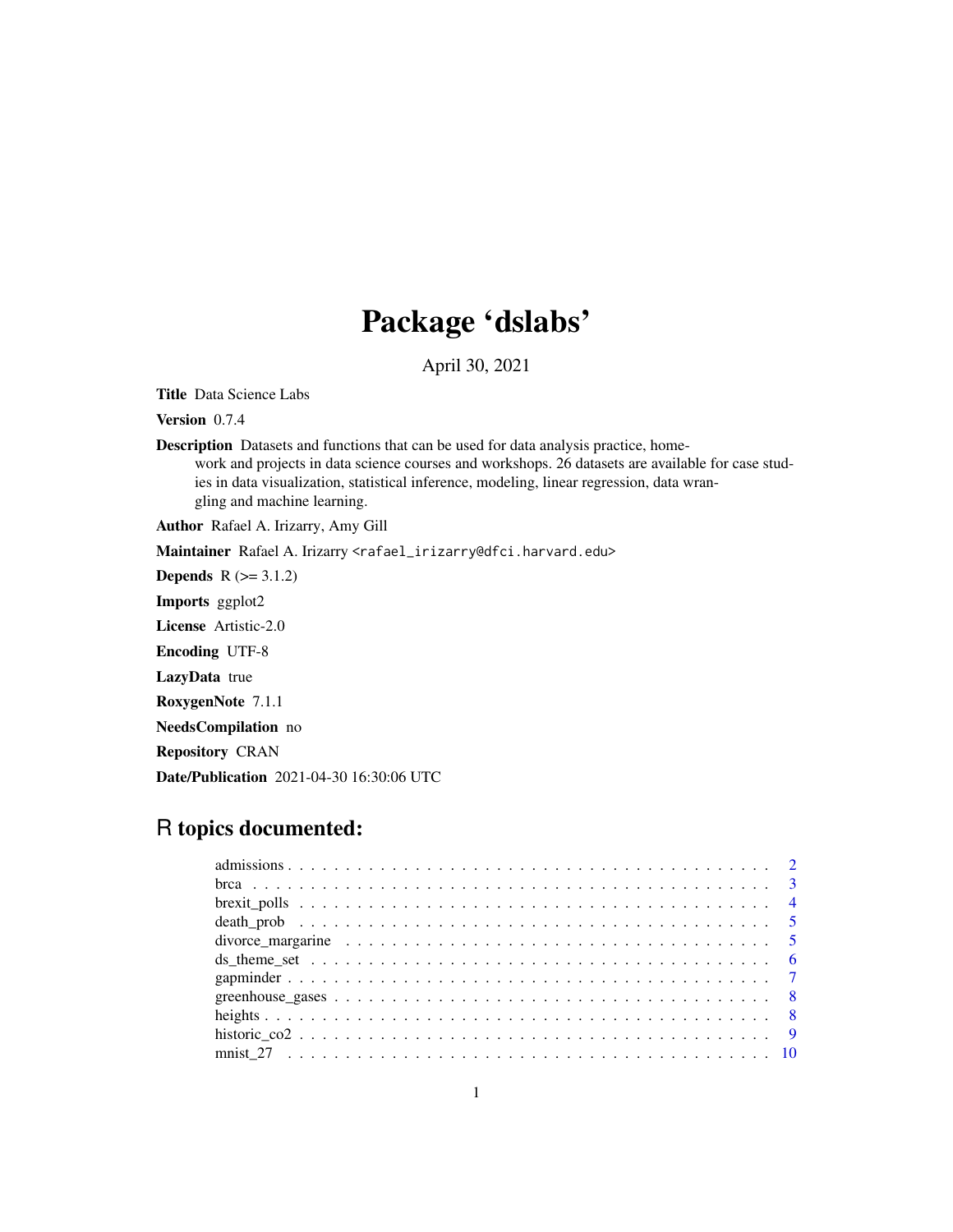# Package 'dslabs'

April 30, 2021

**Title** Data Science Labs

**Version** 0.7.4

**Description** Datasets and functions that can be used for data analysis practice, homework and projects in data science courses and workshops. 26 datasets are available for case studies in data visualization, statistical inference, modeling, linear regression, data wrangling and machine learning.

**Author** Rafael A. Irizarry, Amy Gill

**Maintainer** Rafael A. Irizarry <rafael_irizarry@dfci.harvard.edu>

**Depends** R (>= 3.1.2)

**Imports** ggplot2

**License** Artistic-2.0

**Encoding** UTF-8

**LazyData** true

**RoxygenNote** 7.1.1

**NeedsCompilation** no

**Repository** CRAN

**Date/Publication** 2021-04-30 16:30:06 UTC

## R topics documented:

admissions . . . . . . . . . . . . . . . . . . . . . . . . . . . . . . . . . . . . . . . . 2
brca . . . . . . . . . . . . . . . . . . . . . . . . . . . . . . . . . . . . . . . . . . . . 3
brexit_polls . . . . . . . . . . . . . . . . . . . . . . . . . . . . . . . . . . . . . . . 4
death_prob . . . . . . . . . . . . . . . . . . . . . . . . . . . . . . . . . . . . . . . . 5
divorce_margarine . . . . . . . . . . . . . . . . . . . . . . . . . . . . . . . . . . . 5
ds_theme_set . . . . . . . . . . . . . . . . . . . . . . . . . . . . . . . . . . . . . . 6
gapminder . . . . . . . . . . . . . . . . . . . . . . . . . . . . . . . . . . . . . . . . 7
greenhouse_gases . . . . . . . . . . . . . . . . . . . . . . . . . . . . . . . . . . . . 8
heights . . . . . . . . . . . . . . . . . . . . . . . . . . . . . . . . . . . . . . . . . . 8
historic_co2 . . . . . . . . . . . . . . . . . . . . . . . . . . . . . . . . . . . . . . . 9
mnist_27 . . . . . . . . . . . . . . . . . . . . . . . . . . . . . . . . . . . . . . . . . 10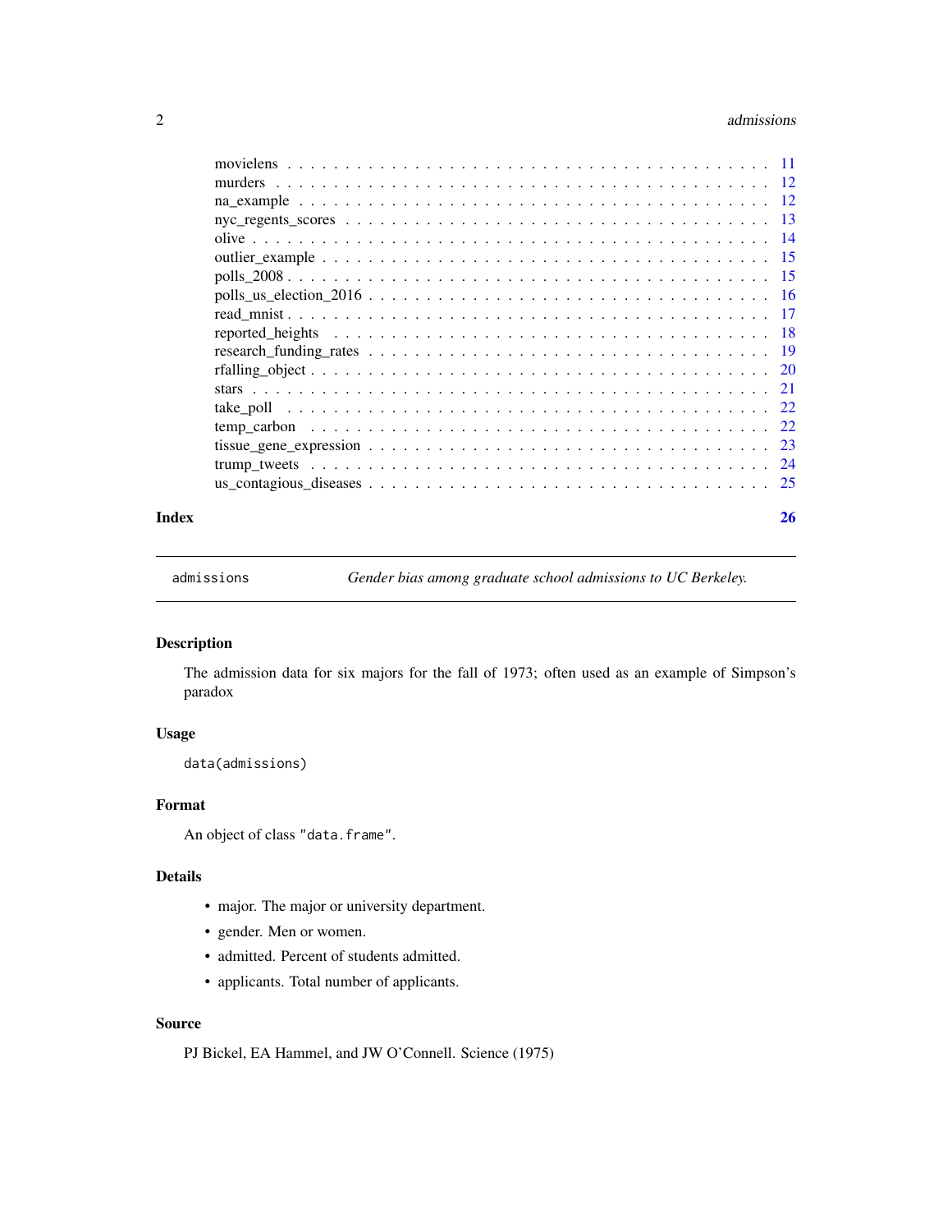movielens . . . . . . . . . . . . . . . . . . . . . . . . . . . . . . . . . . . . . . . . 11
murders . . . . . . . . . . . . . . . . . . . . . . . . . . . . . . . . . . . . . . . . . 12
na_example . . . . . . . . . . . . . . . . . . . . . . . . . . . . . . . . . . . . . . . 12
nyc_regents_scores . . . . . . . . . . . . . . . . . . . . . . . . . . . . . . . . . . . 13
olive . . . . . . . . . . . . . . . . . . . . . . . . . . . . . . . . . . . . . . . . . . 14
outlier_example . . . . . . . . . . . . . . . . . . . . . . . . . . . . . . . . . . . . 15
polls_2008 . . . . . . . . . . . . . . . . . . . . . . . . . . . . . . . . . . . . . . . 15
polls_us_election_2016 . . . . . . . . . . . . . . . . . . . . . . . . . . . . . . . . 16
read_mnist . . . . . . . . . . . . . . . . . . . . . . . . . . . . . . . . . . . . . . . 17
reported_heights . . . . . . . . . . . . . . . . . . . . . . . . . . . . . . . . . . . 18
research_funding_rates . . . . . . . . . . . . . . . . . . . . . . . . . . . . . . . . 19
rfalling_object . . . . . . . . . . . . . . . . . . . . . . . . . . . . . . . . . . . . 20
stars . . . . . . . . . . . . . . . . . . . . . . . . . . . . . . . . . . . . . . . . . . 21
take_poll . . . . . . . . . . . . . . . . . . . . . . . . . . . . . . . . . . . . . . . 22
temp_carbon . . . . . . . . . . . . . . . . . . . . . . . . . . . . . . . . . . . . . . 22
tissue_gene_expression . . . . . . . . . . . . . . . . . . . . . . . . . . . . . . . . 23
trump_tweets . . . . . . . . . . . . . . . . . . . . . . . . . . . . . . . . . . . . . 24
us_contagious_diseases . . . . . . . . . . . . . . . . . . . . . . . . . . . . . . . . 25

**Index** **26**

---

`admissions` *Gender bias among graduate school admissions to UC Berkeley.*

---

### Description

The admission data for six majors for the fall of 1973; often used as an example of Simpson's paradox

### Usage

```
data(admissions)
```

### Format

An object of class "data.frame".

### Details

- major. The major or university department.
- gender. Men or women.
- admitted. Percent of students admitted.
- applicants. Total number of applicants.

### Source

PJ Bickel, EA Hammel, and JW O'Connell. Science (1975)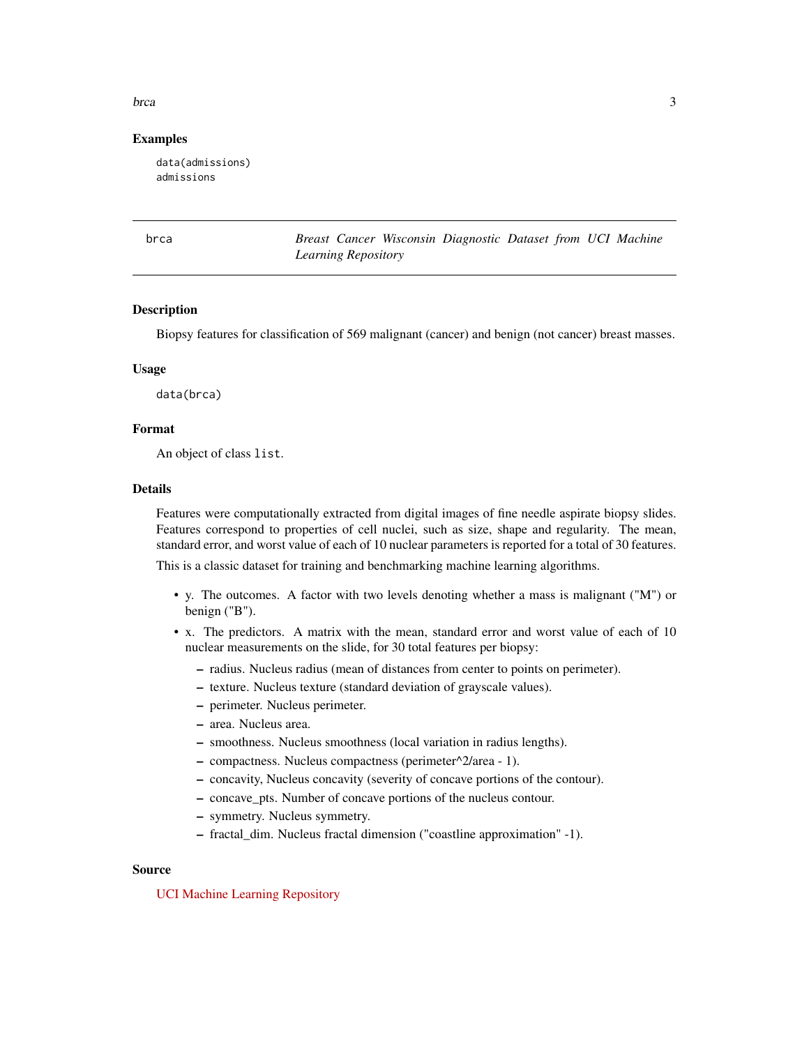### Examples

```
data(admissions)
admissions
```

---

## brca — *Breast Cancer Wisconsin Diagnostic Dataset from UCI Machine Learning Repository*

### Description

Biopsy features for classification of 569 malignant (cancer) and benign (not cancer) breast masses.

### Usage

```
data(brca)
```

### Format

An object of class `list`.

### Details

Features were computationally extracted from digital images of fine needle aspirate biopsy slides. Features correspond to properties of cell nuclei, such as size, shape and regularity. The mean, standard error, and worst value of each of 10 nuclear parameters is reported for a total of 30 features.

This is a classic dataset for training and benchmarking machine learning algorithms.

- y. The outcomes. A factor with two levels denoting whether a mass is malignant ("M") or benign ("B").
- x. The predictors. A matrix with the mean, standard error and worst value of each of 10 nuclear measurements on the slide, for 30 total features per biopsy:
  - radius. Nucleus radius (mean of distances from center to points on perimeter).
  - texture. Nucleus texture (standard deviation of grayscale values).
  - perimeter. Nucleus perimeter.
  - area. Nucleus area.
  - smoothness. Nucleus smoothness (local variation in radius lengths).
  - compactness. Nucleus compactness (perimeter^2/area - 1).
  - concavity, Nucleus concavity (severity of concave portions of the contour).
  - concave_pts. Number of concave portions of the nucleus contour.
  - symmetry. Nucleus symmetry.
  - fractal_dim. Nucleus fractal dimension ("coastline approximation" -1).

### Source

UCI Machine Learning Repository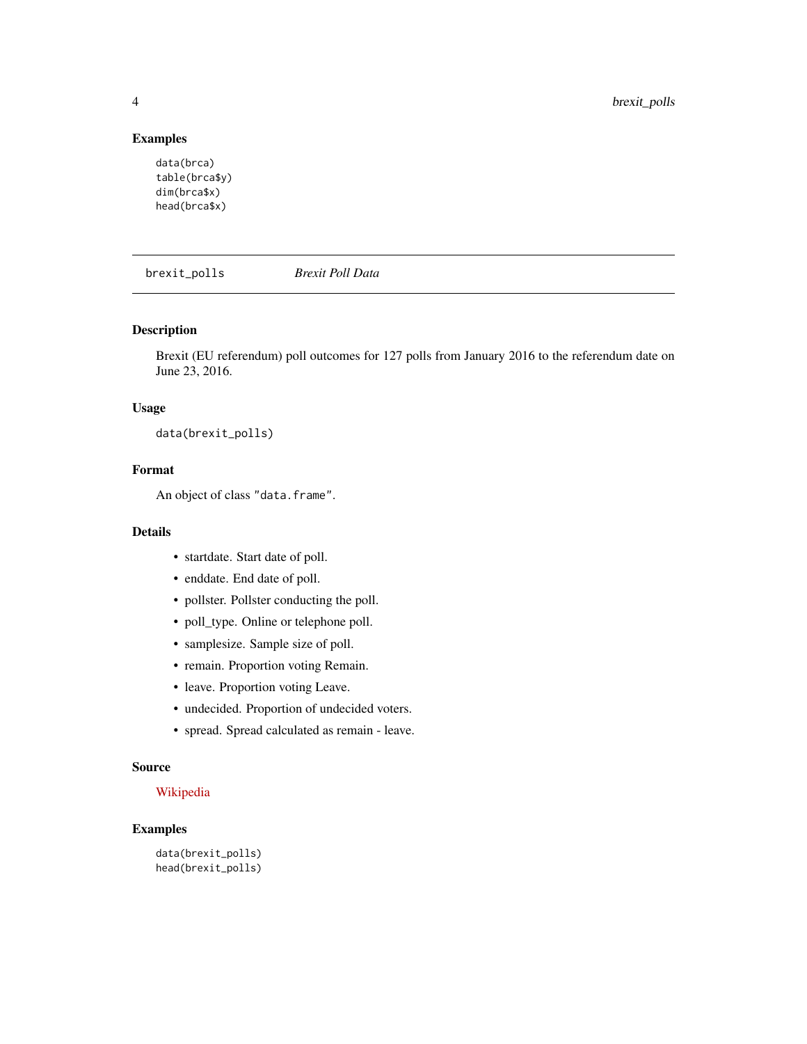## Examples

```
data(brca)
table(brca$y)
dim(brca$x)
head(brca$x)
```

---

# brexit_polls — *Brexit Poll Data*

---

## Description

Brexit (EU referendum) poll outcomes for 127 polls from January 2016 to the referendum date on June 23, 2016.

## Usage

```
data(brexit_polls)
```

## Format

An object of class `"data.frame"`.

## Details

- startdate. Start date of poll.
- enddate. End date of poll.
- pollster. Pollster conducting the poll.
- poll_type. Online or telephone poll.
- samplesize. Sample size of poll.
- remain. Proportion voting Remain.
- leave. Proportion voting Leave.
- undecided. Proportion of undecided voters.
- spread. Spread calculated as remain - leave.

## Source

Wikipedia

## Examples

```
data(brexit_polls)
head(brexit_polls)
```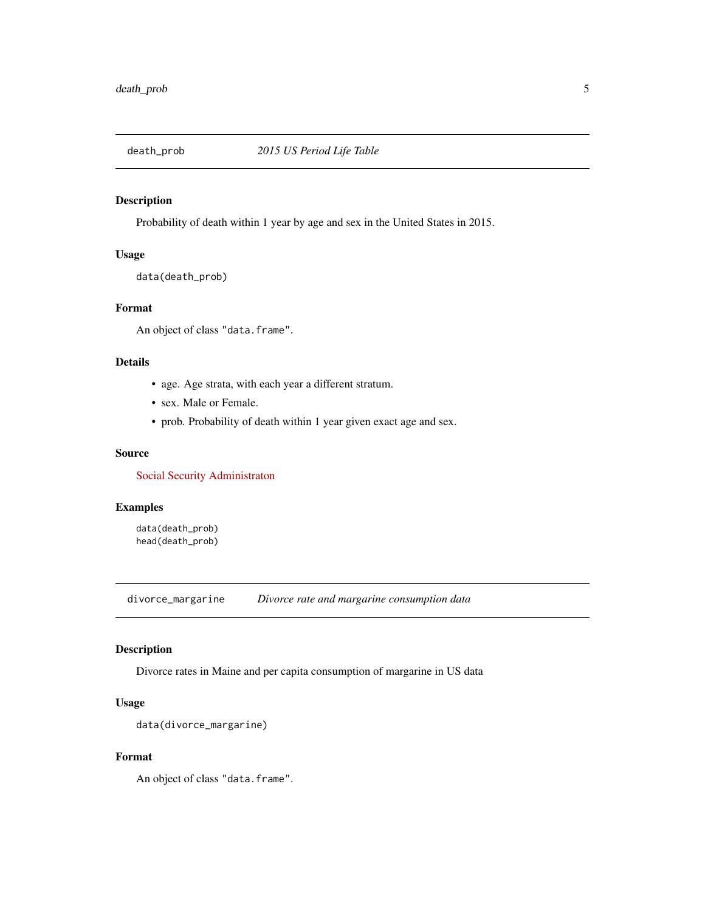## death_prob — *2015 US Period Life Table*

### Description

Probability of death within 1 year by age and sex in the United States in 2015.

### Usage

```
data(death_prob)
```

### Format

An object of class "data.frame".

### Details

- age. Age strata, with each year a different stratum.
- sex. Male or Female.
- prob. Probability of death within 1 year given exact age and sex.

### Source

Social Security Administraton

### Examples

```
data(death_prob)
head(death_prob)
```

## divorce_margarine — *Divorce rate and margarine consumption data*

### Description

Divorce rates in Maine and per capita consumption of margarine in US data

### Usage

```
data(divorce_margarine)
```

### Format

An object of class "data.frame".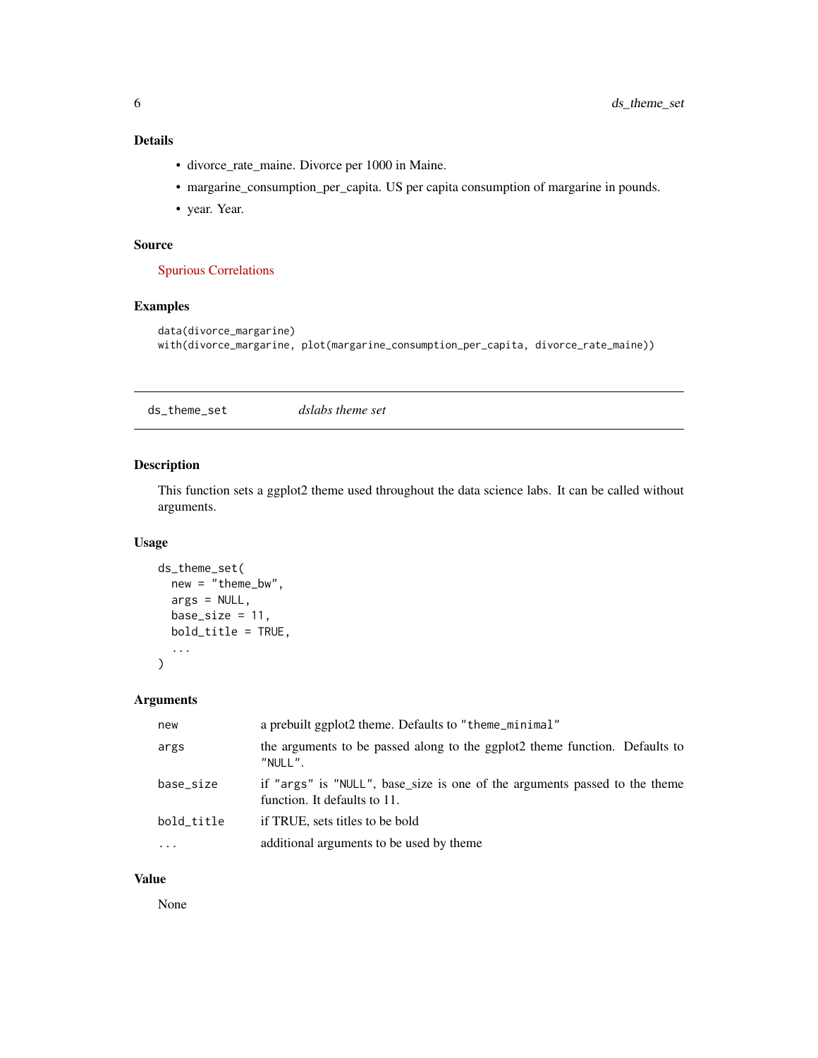### Details

- divorce_rate_maine. Divorce per 1000 in Maine.
- margarine_consumption_per_capita. US per capita consumption of margarine in pounds.
- year. Year.

### Source

Spurious Correlations

### Examples

```
data(divorce_margarine)
with(divorce_margarine, plot(margarine_consumption_per_capita, divorce_rate_maine))
```

---

## ds_theme_set *dslabs theme set*

### Description

This function sets a ggplot2 theme used throughout the data science labs. It can be called without arguments.

### Usage

```
ds_theme_set(
  new = "theme_bw",
  args = NULL,
  base_size = 11,
  bold_title = TRUE,
  ...
)
```

### Arguments

| | |
|---|---|
| `new` | a prebuilt ggplot2 theme. Defaults to `"theme_minimal"` |
| `args` | the arguments to be passed along to the ggplot2 theme function. Defaults to `"NULL"`. |
| `base_size` | if `"args"` is `"NULL"`, base_size is one of the arguments passed to the theme function. It defaults to 11. |
| `bold_title` | if TRUE, sets titles to be bold |
| `...` | additional arguments to be used by theme |

### Value

None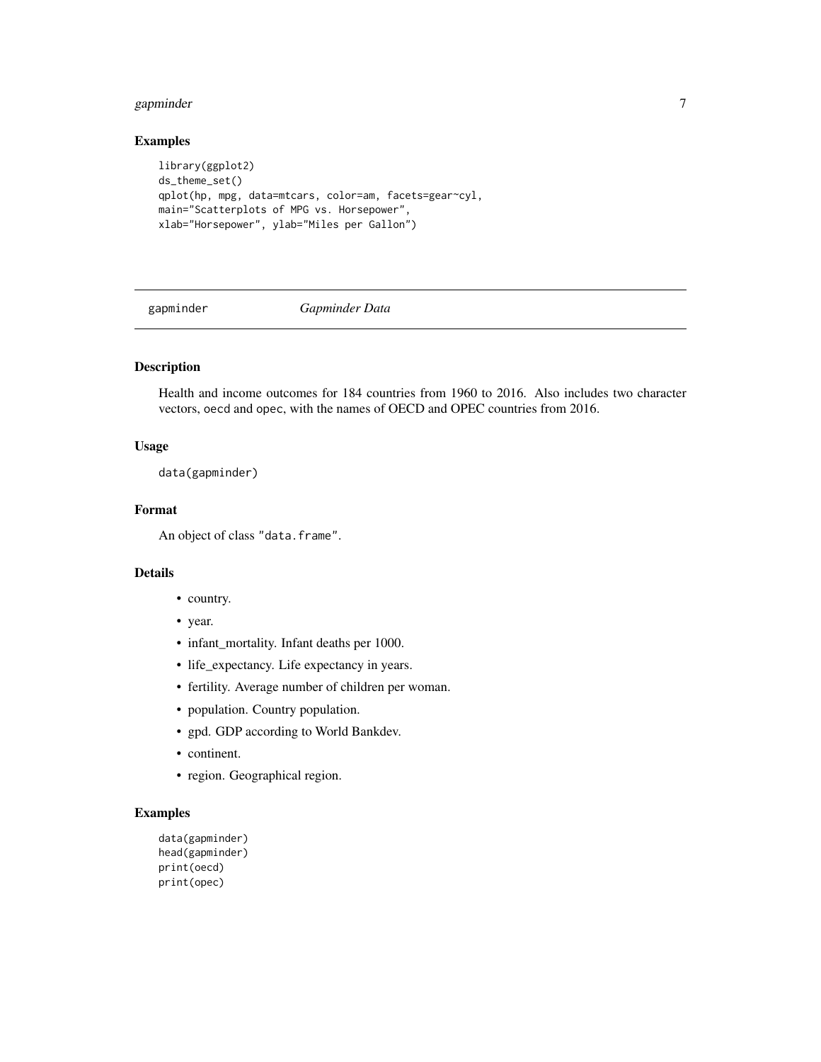## Examples

```
library(ggplot2)
ds_theme_set()
qplot(hp, mpg, data=mtcars, color=am, facets=gear~cyl,
main="Scatterplots of MPG vs. Horsepower",
xlab="Horsepower", ylab="Miles per Gallon")
```

---

# gapminder *Gapminder Data*

---

## Description

Health and income outcomes for 184 countries from 1960 to 2016. Also includes two character vectors, `oecd` and `opec`, with the names of OECD and OPEC countries from 2016.

## Usage

```
data(gapminder)
```

## Format

An object of class `"data.frame"`.

## Details

- country.
- year.
- infant_mortality. Infant deaths per 1000.
- life_expectancy. Life expectancy in years.
- fertility. Average number of children per woman.
- population. Country population.
- gpd. GDP according to World Bankdev.
- continent.
- region. Geographical region.

## Examples

```
data(gapminder)
head(gapminder)
print(oecd)
print(opec)
```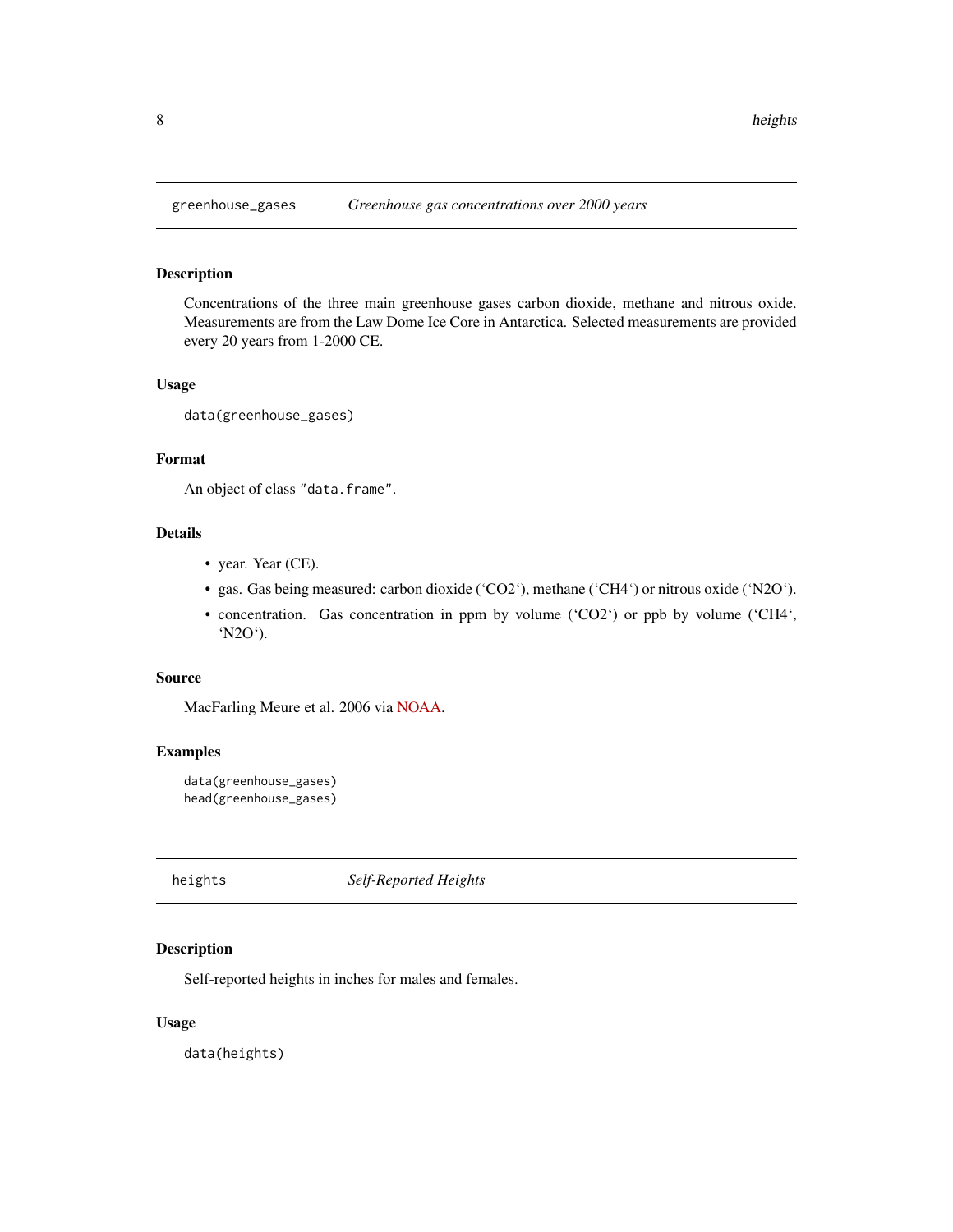## greenhouse_gases *Greenhouse gas concentrations over 2000 years*

### Description

Concentrations of the three main greenhouse gases carbon dioxide, methane and nitrous oxide. Measurements are from the Law Dome Ice Core in Antarctica. Selected measurements are provided every 20 years from 1-2000 CE.

### Usage

```
data(greenhouse_gases)
```

### Format

An object of class "data.frame".

### Details

- year. Year (CE).
- gas. Gas being measured: carbon dioxide (‘CO2‘), methane (‘CH4‘) or nitrous oxide (‘N2O‘).
- concentration. Gas concentration in ppm by volume (‘CO2‘) or ppb by volume (‘CH4‘, ‘N2O‘).

### Source

MacFarling Meure et al. 2006 via NOAA.

### Examples

```
data(greenhouse_gases)
head(greenhouse_gases)
```

## heights *Self-Reported Heights*

### Description

Self-reported heights in inches for males and females.

### Usage

```
data(heights)
```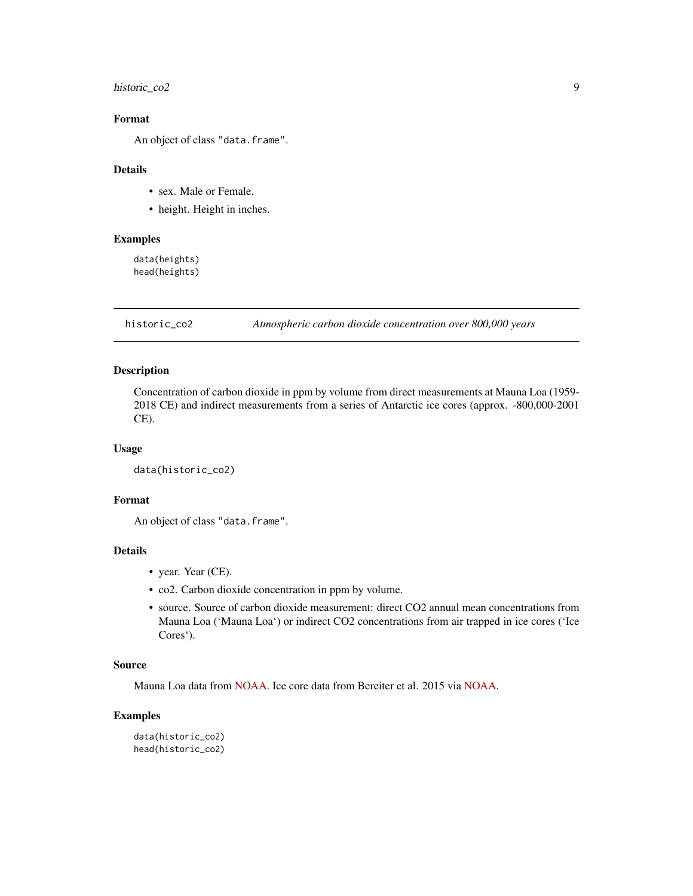### Format

An object of class "data.frame".

### Details

- sex. Male or Female.
- height. Height in inches.

### Examples

```
data(heights)
head(heights)
```

---

## historic_co2 — *Atmospheric carbon dioxide concentration over 800,000 years*

---

### Description

Concentration of carbon dioxide in ppm by volume from direct measurements at Mauna Loa (1959-2018 CE) and indirect measurements from a series of Antarctic ice cores (approx. -800,000-2001 CE).

### Usage

```
data(historic_co2)
```

### Format

An object of class "data.frame".

### Details

- year. Year (CE).
- co2. Carbon dioxide concentration in ppm by volume.
- source. Source of carbon dioxide measurement: direct CO2 annual mean concentrations from Mauna Loa (‘Mauna Loa‘) or indirect CO2 concentrations from air trapped in ice cores (‘Ice Cores‘).

### Source

Mauna Loa data from NOAA. Ice core data from Bereiter et al. 2015 via NOAA.

### Examples

```
data(historic_co2)
head(historic_co2)
```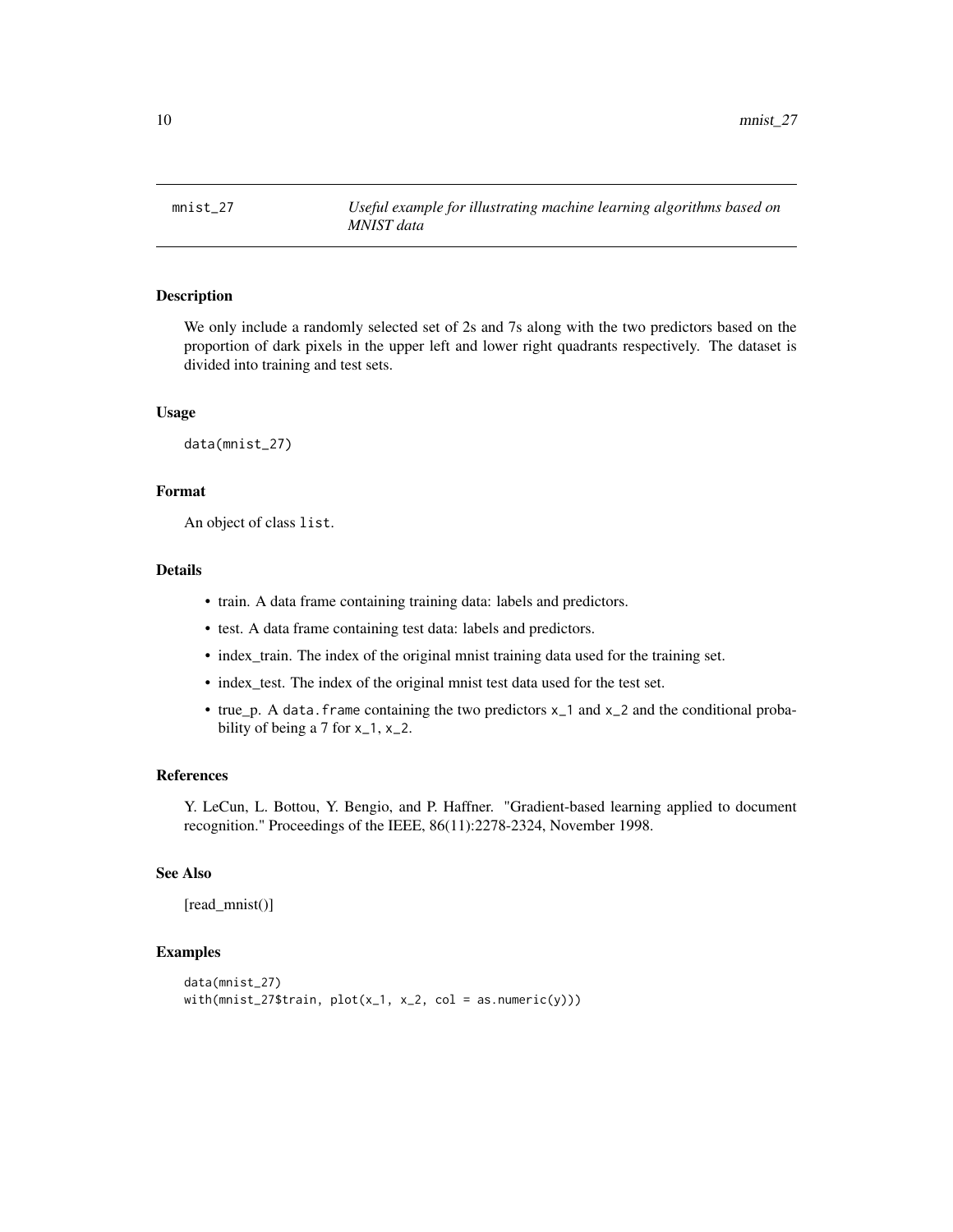# mnist_27 — *Useful example for illustrating machine learning algorithms based on MNIST data*

## Description

We only include a randomly selected set of 2s and 7s along with the two predictors based on the proportion of dark pixels in the upper left and lower right quadrants respectively. The dataset is divided into training and test sets.

## Usage

```
data(mnist_27)
```

## Format

An object of class `list`.

## Details

- train. A data frame containing training data: labels and predictors.
- test. A data frame containing test data: labels and predictors.
- index_train. The index of the original mnist training data used for the training set.
- index_test. The index of the original mnist test data used for the test set.
- true_p. A `data.frame` containing the two predictors `x_1` and `x_2` and the conditional probability of being a 7 for `x_1`, `x_2`.

## References

Y. LeCun, L. Bottou, Y. Bengio, and P. Haffner. "Gradient-based learning applied to document recognition." Proceedings of the IEEE, 86(11):2278-2324, November 1998.

## See Also

[read_mnist()]

## Examples

```
data(mnist_27)
with(mnist_27$train, plot(x_1, x_2, col = as.numeric(y)))
```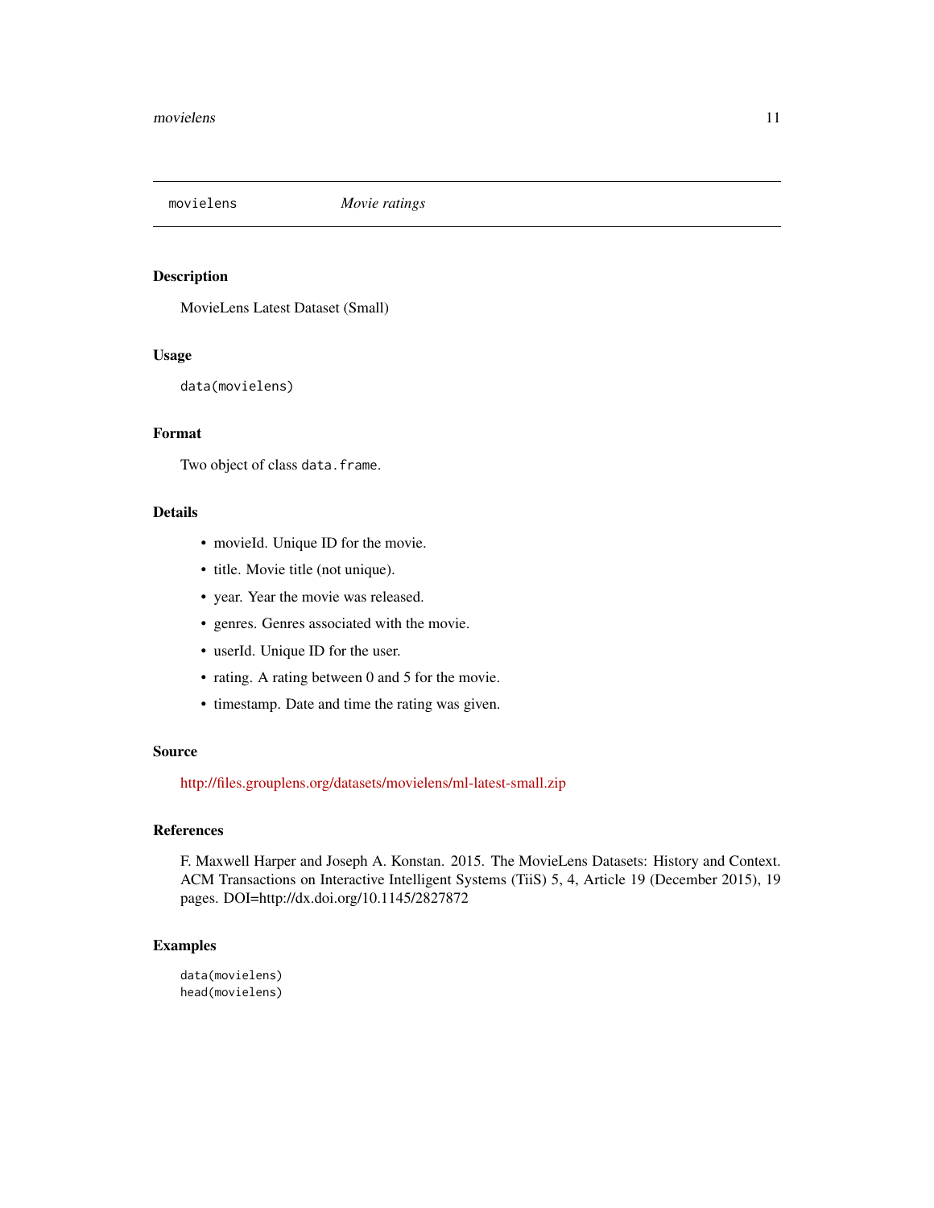## movielens — *Movie ratings*

### Description

MovieLens Latest Dataset (Small)

### Usage

```
data(movielens)
```

### Format

Two object of class `data.frame`.

### Details

- movieId. Unique ID for the movie.
- title. Movie title (not unique).
- year. Year the movie was released.
- genres. Genres associated with the movie.
- userId. Unique ID for the user.
- rating. A rating between 0 and 5 for the movie.
- timestamp. Date and time the rating was given.

### Source

http://files.grouplens.org/datasets/movielens/ml-latest-small.zip

### References

F. Maxwell Harper and Joseph A. Konstan. 2015. The MovieLens Datasets: History and Context. ACM Transactions on Interactive Intelligent Systems (TiiS) 5, 4, Article 19 (December 2015), 19 pages. DOI=http://dx.doi.org/10.1145/2827872

### Examples

```
data(movielens)
head(movielens)
```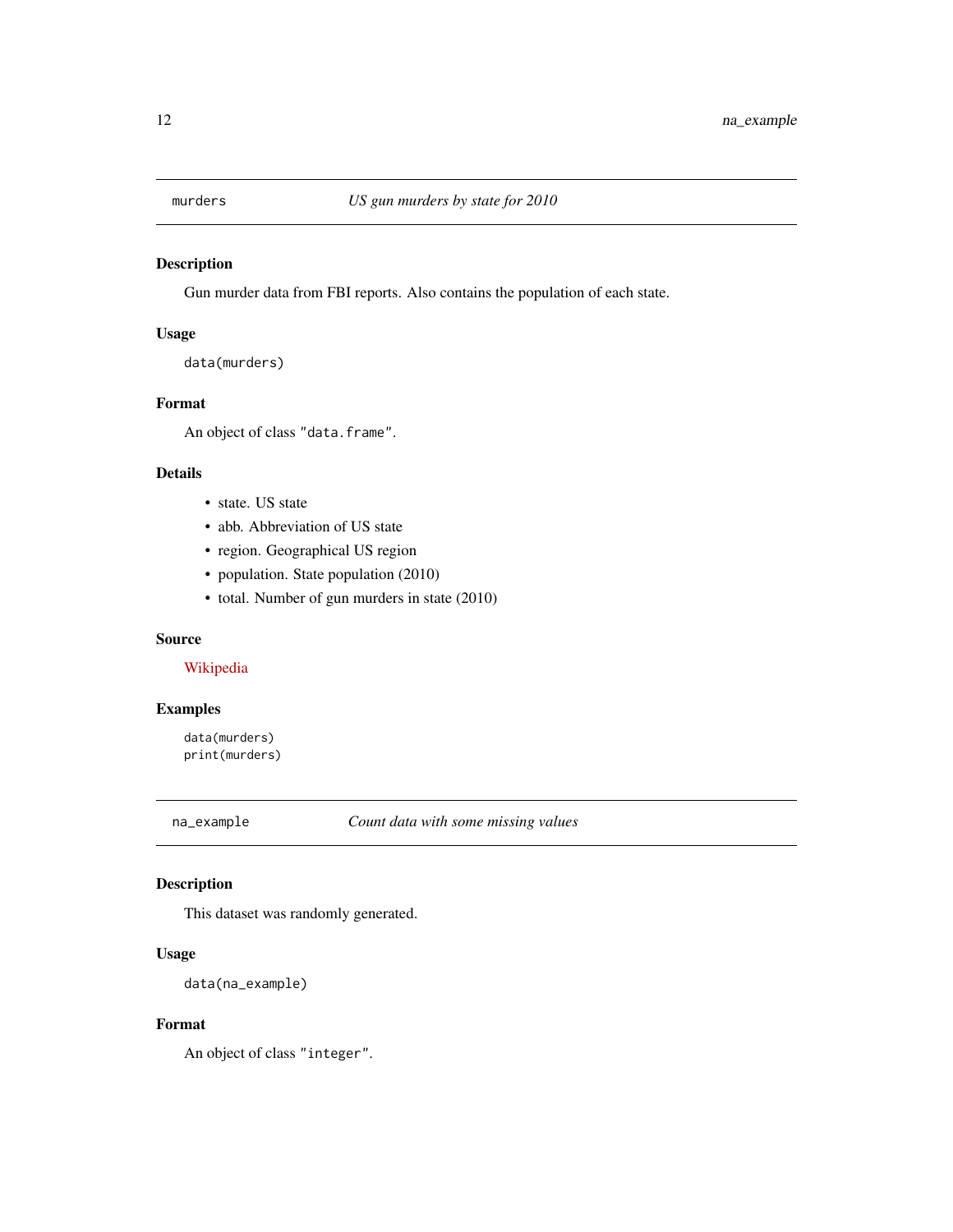## murders — *US gun murders by state for 2010*

### Description

Gun murder data from FBI reports. Also contains the population of each state.

### Usage

```
data(murders)
```

### Format

An object of class "data.frame".

### Details

- state. US state
- abb. Abbreviation of US state
- region. Geographical US region
- population. State population (2010)
- total. Number of gun murders in state (2010)

### Source

Wikipedia

### Examples

```
data(murders)
print(murders)
```

## na_example — *Count data with some missing values*

### Description

This dataset was randomly generated.

### Usage

```
data(na_example)
```

### Format

An object of class "integer".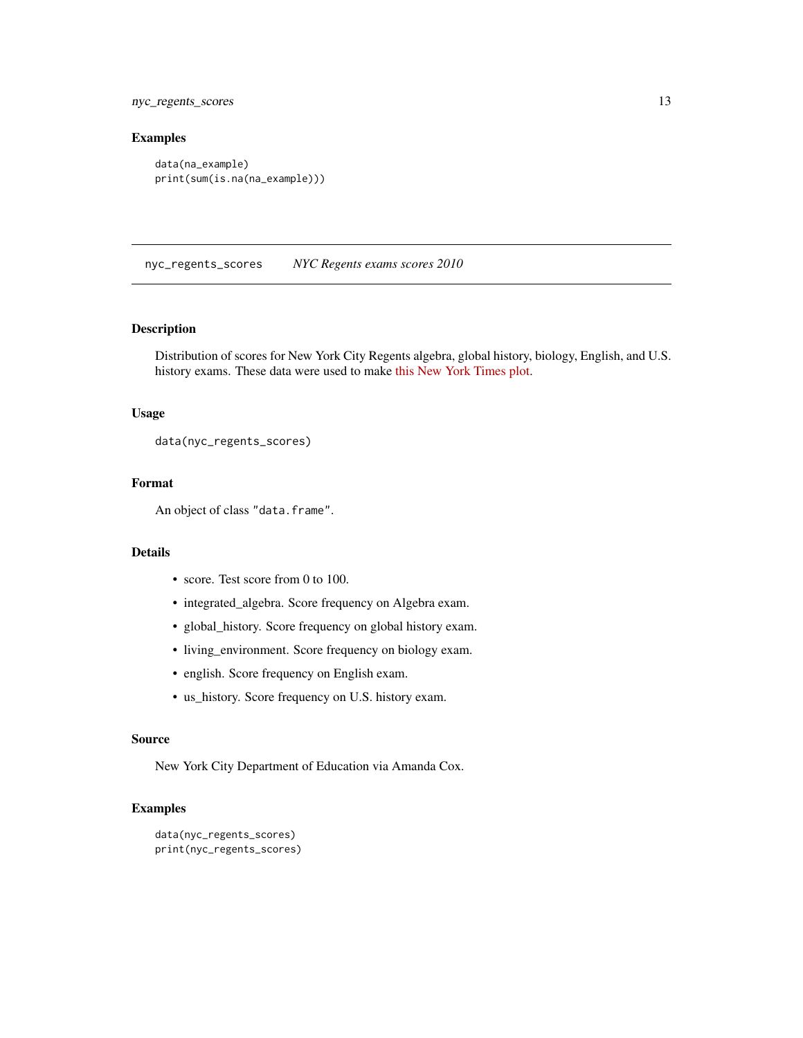## Examples

```
data(na_example)
print(sum(is.na(na_example)))
```

---

## nyc_regents_scores — *NYC Regents exams scores 2010*

### Description

Distribution of scores for New York City Regents algebra, global history, biology, English, and U.S. history exams. These data were used to make this New York Times plot.

### Usage

```
data(nyc_regents_scores)
```

### Format

An object of class "data.frame".

### Details

- score. Test score from 0 to 100.
- integrated_algebra. Score frequency on Algebra exam.
- global_history. Score frequency on global history exam.
- living_environment. Score frequency on biology exam.
- english. Score frequency on English exam.
- us_history. Score frequency on U.S. history exam.

### Source

New York City Department of Education via Amanda Cox.

### Examples

```
data(nyc_regents_scores)
print(nyc_regents_scores)
```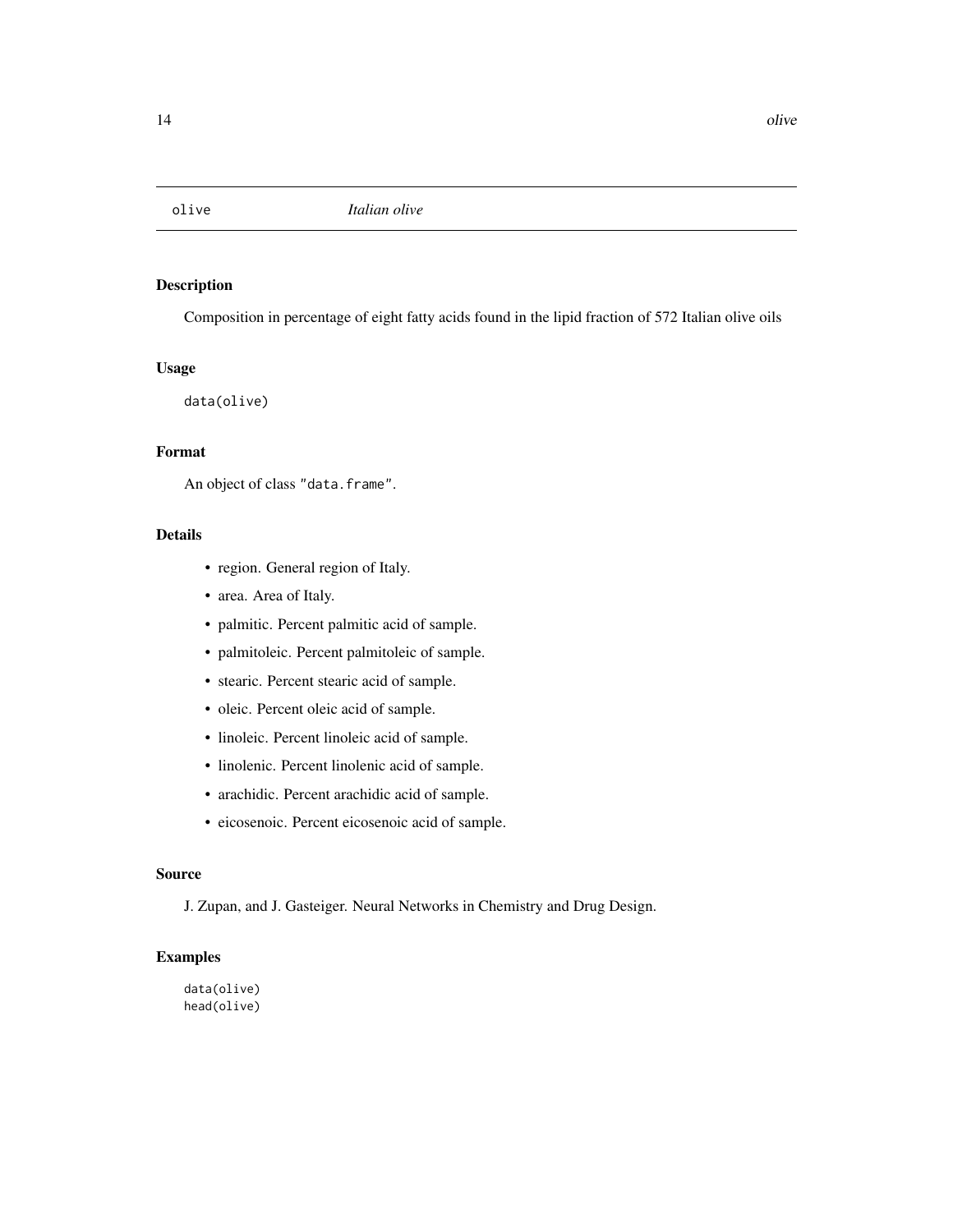olive *Italian olive*

## Description

Composition in percentage of eight fatty acids found in the lipid fraction of 572 Italian olive oils

## Usage

```
data(olive)
```

## Format

An object of class "data.frame".

## Details

- region. General region of Italy.
- area. Area of Italy.
- palmitic. Percent palmitic acid of sample.
- palmitoleic. Percent palmitoleic of sample.
- stearic. Percent stearic acid of sample.
- oleic. Percent oleic acid of sample.
- linoleic. Percent linoleic acid of sample.
- linolenic. Percent linolenic acid of sample.
- arachidic. Percent arachidic acid of sample.
- eicosenoic. Percent eicosenoic acid of sample.

## Source

J. Zupan, and J. Gasteiger. Neural Networks in Chemistry and Drug Design.

## Examples

```
data(olive)
head(olive)
```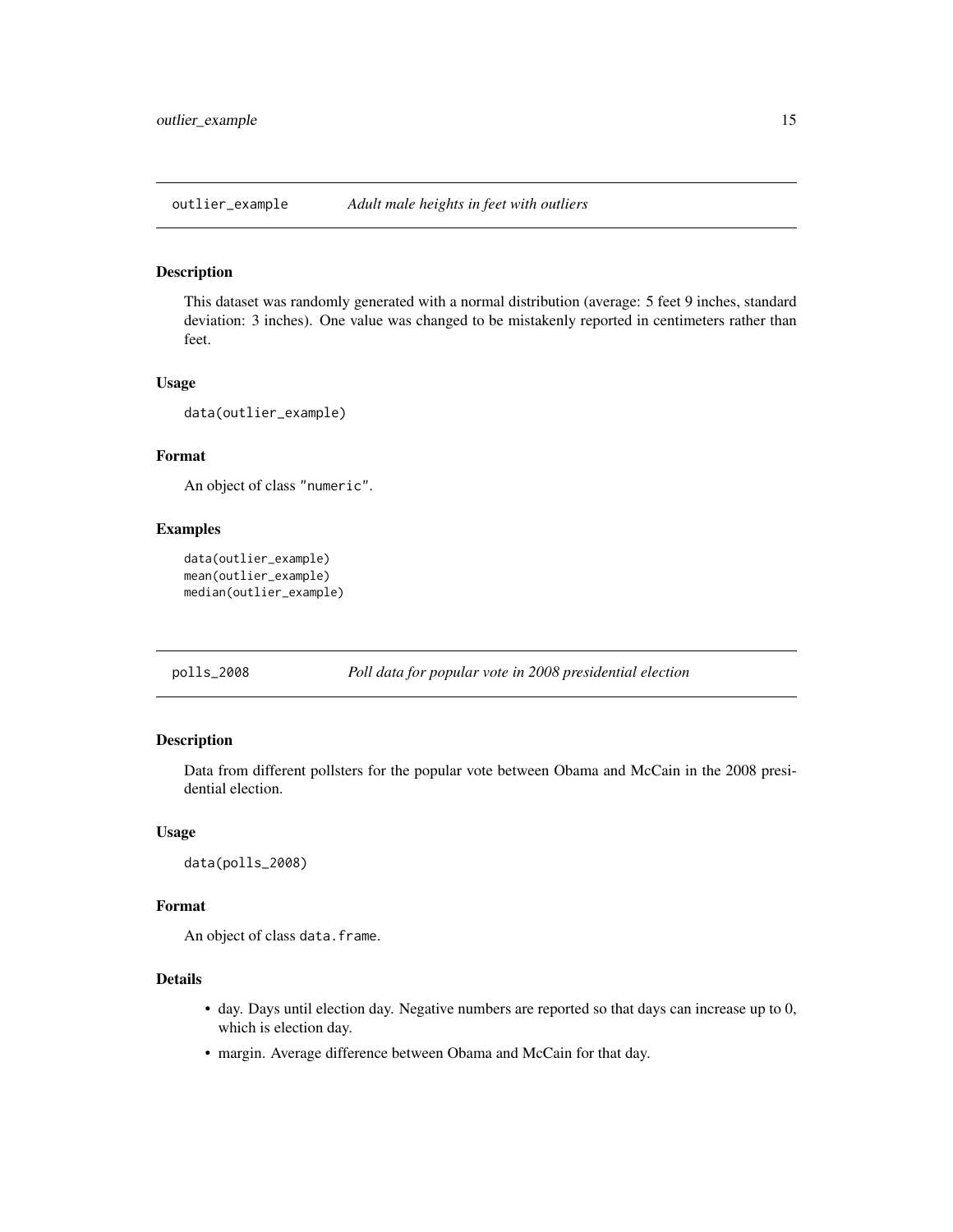## outlier_example *Adult male heights in feet with outliers*

### Description

This dataset was randomly generated with a normal distribution (average: 5 feet 9 inches, standard deviation: 3 inches). One value was changed to be mistakenly reported in centimeters rather than feet.

### Usage

```
data(outlier_example)
```

### Format

An object of class "numeric".

### Examples

```
data(outlier_example)
mean(outlier_example)
median(outlier_example)
```

## polls_2008 *Poll data for popular vote in 2008 presidential election*

### Description

Data from different pollsters for the popular vote between Obama and McCain in the 2008 presidential election.

### Usage

```
data(polls_2008)
```

### Format

An object of class `data.frame`.

### Details

- day. Days until election day. Negative numbers are reported so that days can increase up to 0, which is election day.
- margin. Average difference between Obama and McCain for that day.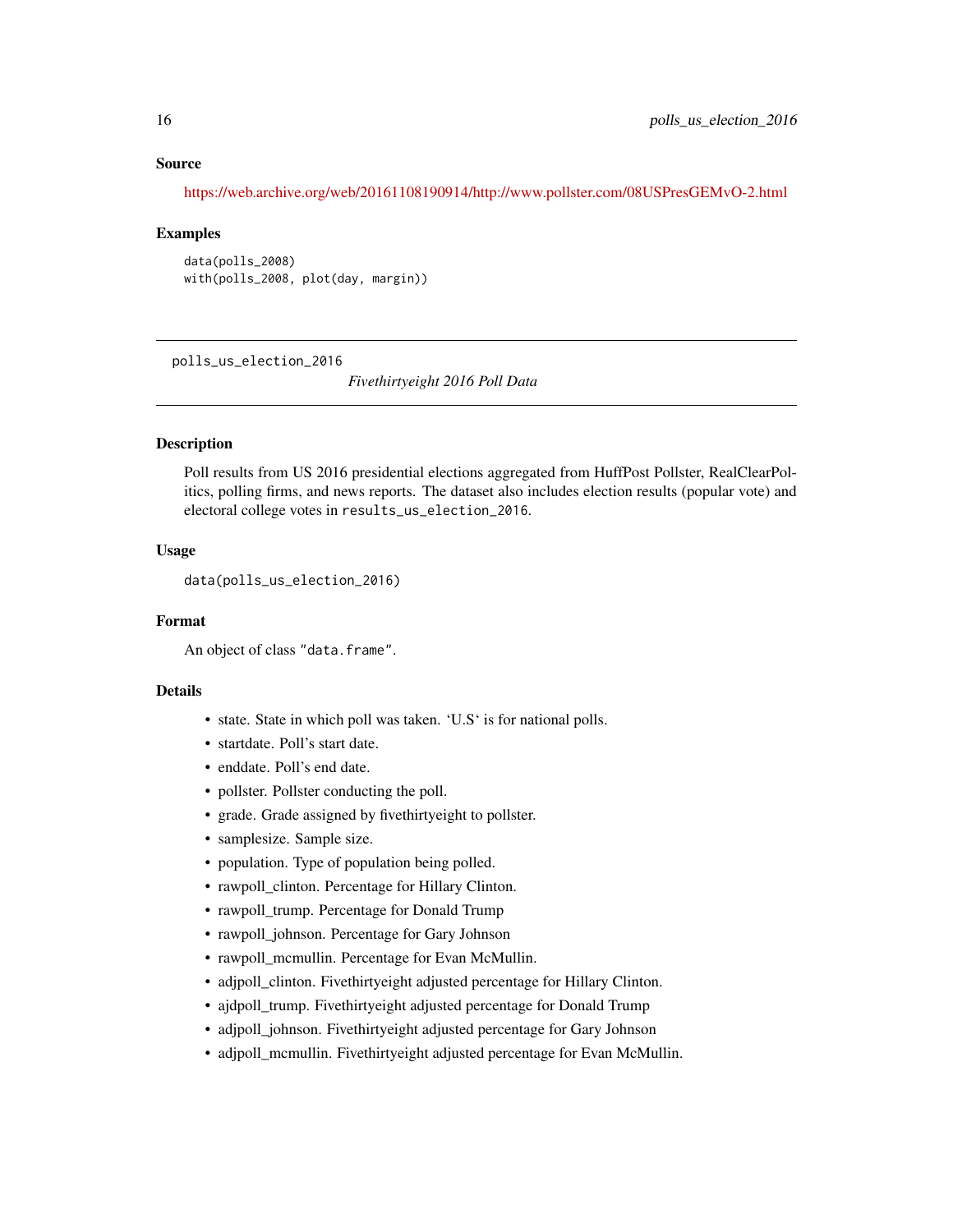## Source

https://web.archive.org/web/20161108190914/http://www.pollster.com/08USPresGEMvO-2.html

## Examples

```
data(polls_2008)
with(polls_2008, plot(day, margin))
```

---

polls_us_election_2016 *Fivethirtyeight 2016 Poll Data*

---

## Description

Poll results from US 2016 presidential elections aggregated from HuffPost Pollster, RealClearPolitics, polling firms, and news reports. The dataset also includes election results (popular vote) and electoral college votes in `results_us_election_2016`.

## Usage

```
data(polls_us_election_2016)
```

## Format

An object of class "data.frame".

## Details

- state. State in which poll was taken. 'U.S' is for national polls.
- startdate. Poll's start date.
- enddate. Poll's end date.
- pollster. Pollster conducting the poll.
- grade. Grade assigned by fivethirtyeight to pollster.
- samplesize. Sample size.
- population. Type of population being polled.
- rawpoll_clinton. Percentage for Hillary Clinton.
- rawpoll_trump. Percentage for Donald Trump
- rawpoll_johnson. Percentage for Gary Johnson
- rawpoll_mcmullin. Percentage for Evan McMullin.
- adjpoll_clinton. Fivethirtyeight adjusted percentage for Hillary Clinton.
- ajdpoll_trump. Fivethirtyeight adjusted percentage for Donald Trump
- adjpoll_johnson. Fivethirtyeight adjusted percentage for Gary Johnson
- adjpoll_mcmullin. Fivethirtyeight adjusted percentage for Evan McMullin.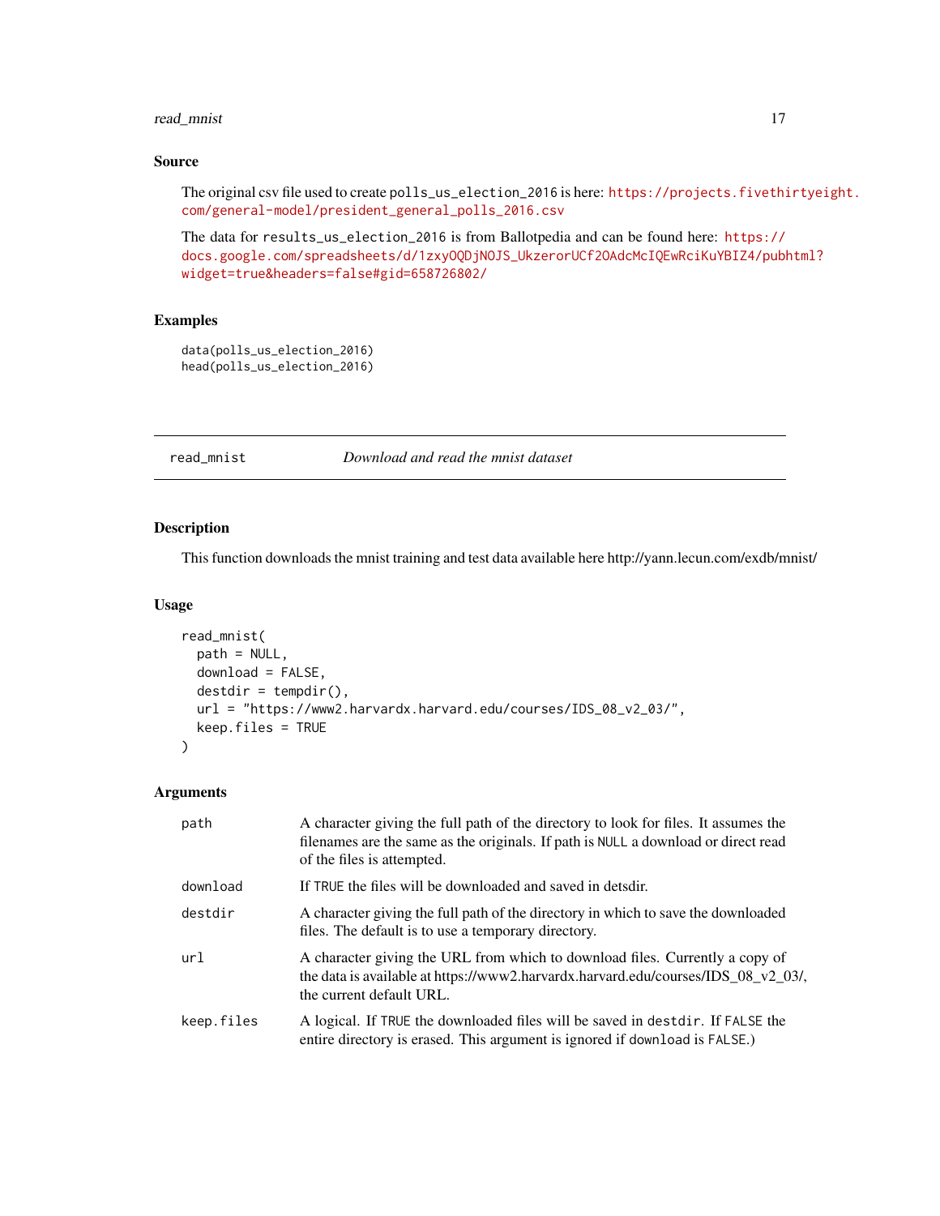## Source

The original csv file used to create `polls_us_election_2016` is here: https://projects.fivethirtyeight.com/general-model/president_general_polls_2016.csv

The data for `results_us_election_2016` is from Ballotpedia and can be found here: https://docs.google.com/spreadsheets/d/1zxyOQDjNOJS_UkzerorUCf2OAdcMcIQEwRciKuYBIZ4/pubhtml?widget=true&headers=false#gid=658726802/

## Examples

```
data(polls_us_election_2016)
head(polls_us_election_2016)
```

---

# read_mnist — *Download and read the mnist dataset*

---

## Description

This function downloads the mnist training and test data available here http://yann.lecun.com/exdb/mnist/

## Usage

```
read_mnist(
  path = NULL,
  download = FALSE,
  destdir = tempdir(),
  url = "https://www2.harvardx.harvard.edu/courses/IDS_08_v2_03/",
  keep.files = TRUE
)
```

## Arguments

| | |
|---|---|
| `path` | A character giving the full path of the directory to look for files. It assumes the filenames are the same as the originals. If path is `NULL` a download or direct read of the files is attempted. |
| `download` | If `TRUE` the files will be downloaded and saved in detsdir. |
| `destdir` | A character giving the full path of the directory in which to save the downloaded files. The default is to use a temporary directory. |
| `url` | A character giving the URL from which to download files. Currently a copy of the data is available at https://www2.harvardx.harvard.edu/courses/IDS_08_v2_03/, the current default URL. |
| `keep.files` | A logical. If `TRUE` the downloaded files will be saved in `destdir`. If `FALSE` the entire directory is erased. This argument is ignored if `download` is `FALSE`.) |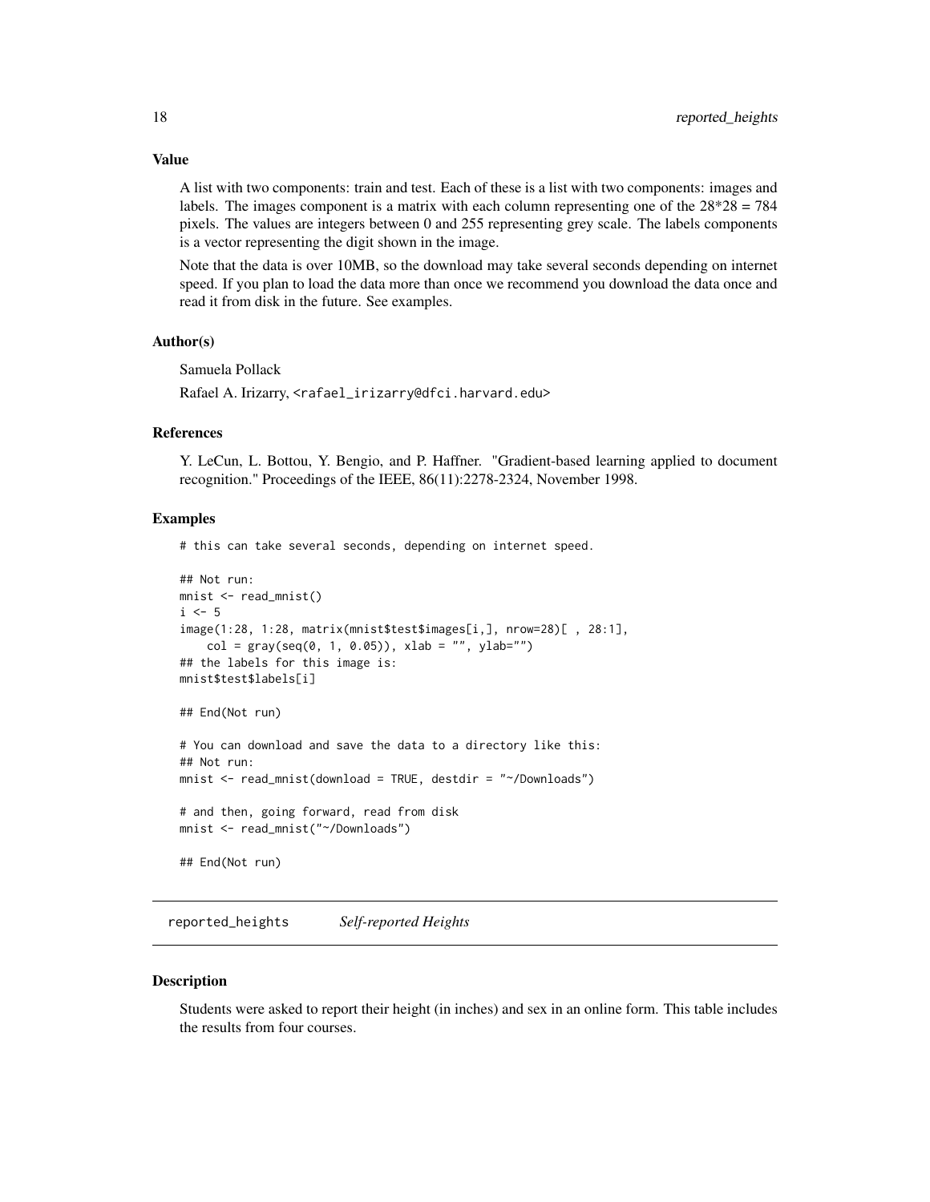### Value

A list with two components: train and test. Each of these is a list with two components: images and labels. The images component is a matrix with each column representing one of the 28*28 = 784 pixels. The values are integers between 0 and 255 representing grey scale. The labels components is a vector representing the digit shown in the image.

Note that the data is over 10MB, so the download may take several seconds depending on internet speed. If you plan to load the data more than once we recommend you download the data once and read it from disk in the future. See examples.

### Author(s)

Samuela Pollack

Rafael A. Irizarry, <rafael_irizarry@dfci.harvard.edu>

### References

Y. LeCun, L. Bottou, Y. Bengio, and P. Haffner. "Gradient-based learning applied to document recognition." Proceedings of the IEEE, 86(11):2278-2324, November 1998.

### Examples

```
# this can take several seconds, depending on internet speed.

## Not run:
mnist <- read_mnist()
i <- 5
image(1:28, 1:28, matrix(mnist$test$images[i,], nrow=28)[ , 28:1],
    col = gray(seq(0, 1, 0.05)), xlab = "", ylab="")
## the labels for this image is:
mnist$test$labels[i]

## End(Not run)

# You can download and save the data to a directory like this:
## Not run:
mnist <- read_mnist(download = TRUE, destdir = "~/Downloads")

# and then, going forward, read from disk
mnist <- read_mnist("~/Downloads")

## End(Not run)
```

---

## reported_heights *Self-reported Heights*

---

### Description

Students were asked to report their height (in inches) and sex in an online form. This table includes the results from four courses.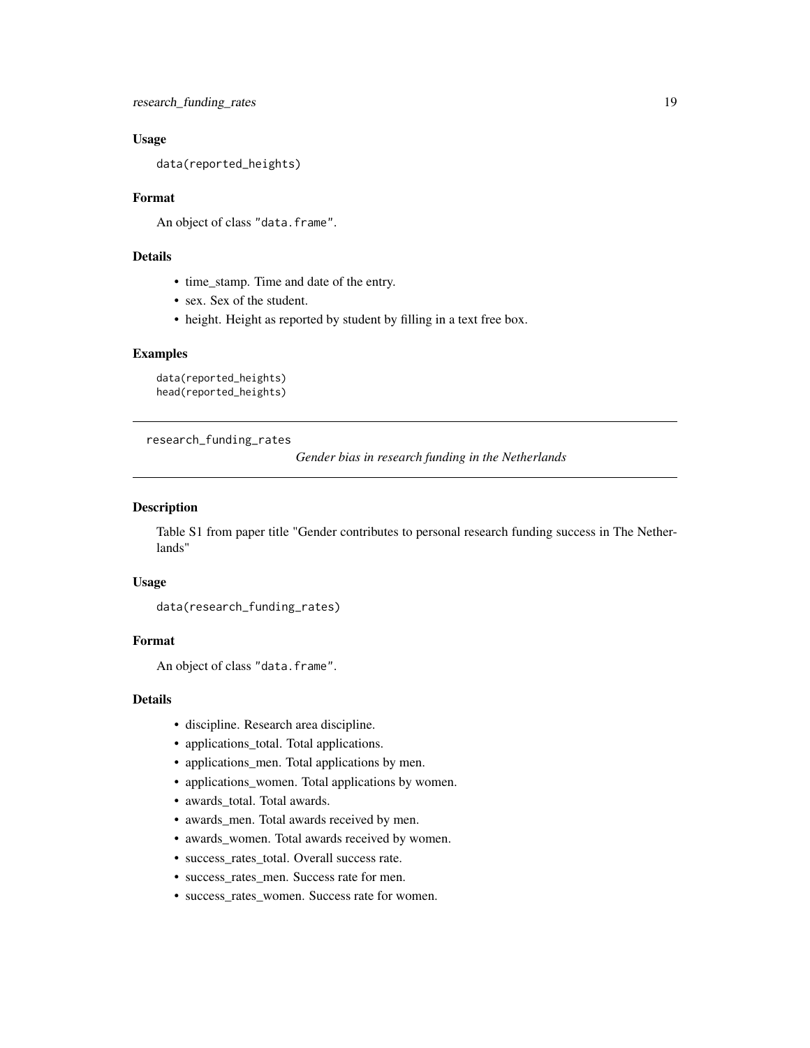## Usage

```
data(reported_heights)
```

## Format

An object of class "data.frame".

## Details

- time_stamp. Time and date of the entry.
- sex. Sex of the student.
- height. Height as reported by student by filling in a text free box.

## Examples

```
data(reported_heights)
head(reported_heights)
```

---

# research_funding_rates

*Gender bias in research funding in the Netherlands*

---

## Description

Table S1 from paper title "Gender contributes to personal research funding success in The Netherlands"

## Usage

```
data(research_funding_rates)
```

## Format

An object of class "data.frame".

## Details

- discipline. Research area discipline.
- applications_total. Total applications.
- applications_men. Total applications by men.
- applications_women. Total applications by women.
- awards_total. Total awards.
- awards_men. Total awards received by men.
- awards_women. Total awards received by women.
- success_rates_total. Overall success rate.
- success_rates_men. Success rate for men.
- success_rates_women. Success rate for women.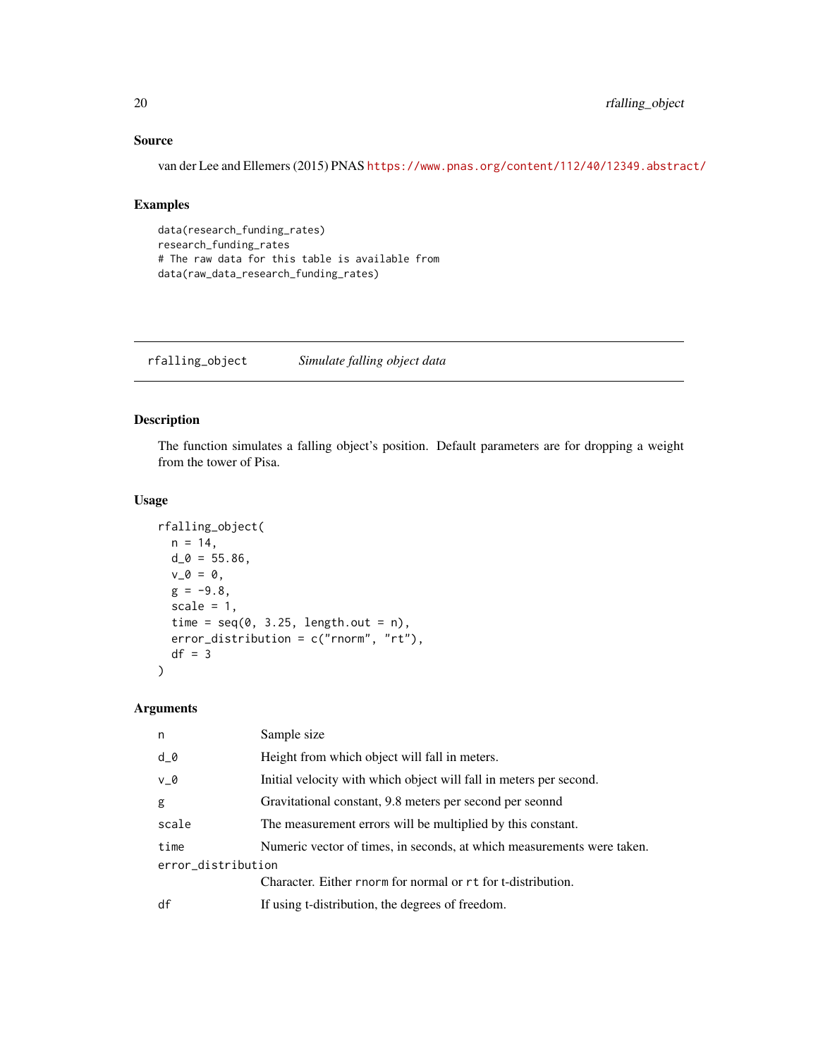## Source

van der Lee and Ellemers (2015) PNAS https://www.pnas.org/content/112/40/12349.abstract/

## Examples

```
data(research_funding_rates)
research_funding_rates
# The raw data for this table is available from
data(raw_data_research_funding_rates)
```

---

# rfalling_object    *Simulate falling object data*

---

## Description

The function simulates a falling object's position. Default parameters are for dropping a weight from the tower of Pisa.

## Usage

```
rfalling_object(
  n = 14,
  d_0 = 55.86,
  v_0 = 0,
  g = -9.8,
  scale = 1,
  time = seq(0, 3.25, length.out = n),
  error_distribution = c("rnorm", "rt"),
  df = 3
)
```

## Arguments

| | |
|---|---|
| n | Sample size |
| d_0 | Height from which object will fall in meters. |
| v_0 | Initial velocity with which object will fall in meters per second. |
| g | Gravitational constant, 9.8 meters per second per seonnd |
| scale | The measurement errors will be multiplied by this constant. |
| time | Numeric vector of times, in seconds, at which measurements were taken. |
| error_distribution | Character. Either rnorm for normal or rt for t-distribution. |
| df | If using t-distribution, the degrees of freedom. |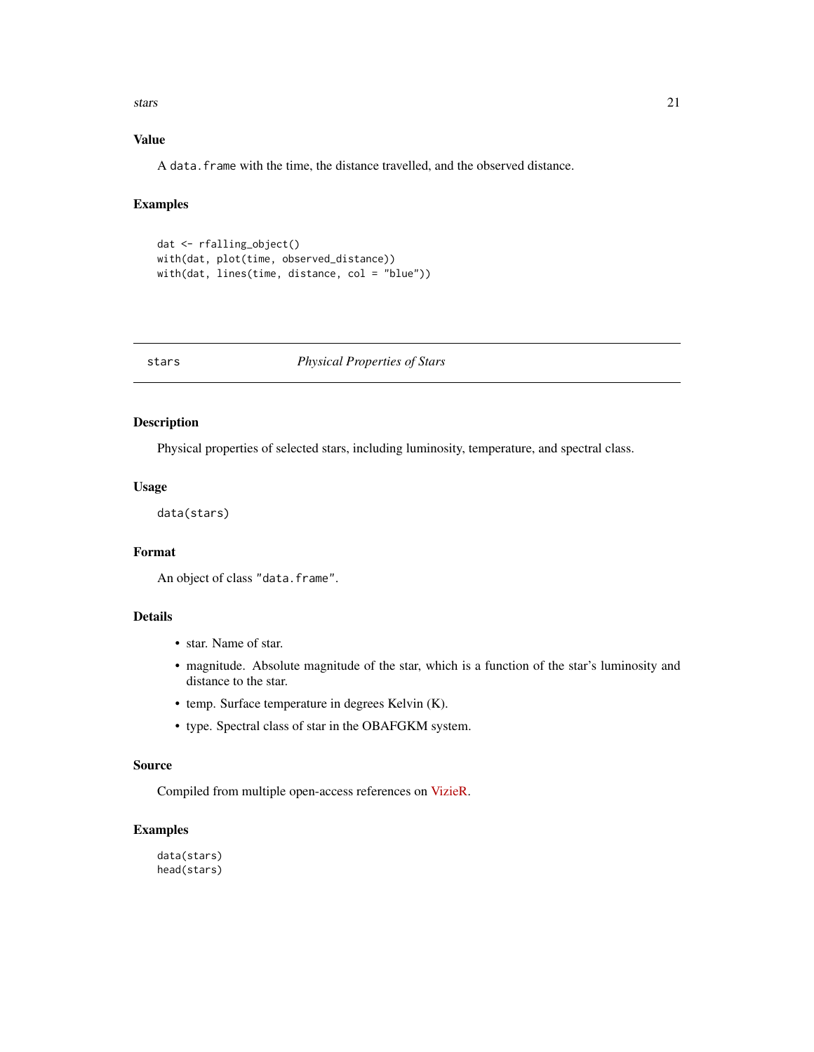### Value

A `data.frame` with the time, the distance travelled, and the observed distance.

### Examples

```
dat <- rfalling_object()
with(dat, plot(time, observed_distance))
with(dat, lines(time, distance, col = "blue"))
```

---

## stars — *Physical Properties of Stars*

---

### Description

Physical properties of selected stars, including luminosity, temperature, and spectral class.

### Usage

```
data(stars)
```

### Format

An object of class `"data.frame"`.

### Details

- star. Name of star.
- magnitude. Absolute magnitude of the star, which is a function of the star's luminosity and distance to the star.
- temp. Surface temperature in degrees Kelvin (K).
- type. Spectral class of star in the OBAFGKM system.

### Source

Compiled from multiple open-access references on VizieR.

### Examples

```
data(stars)
head(stars)
```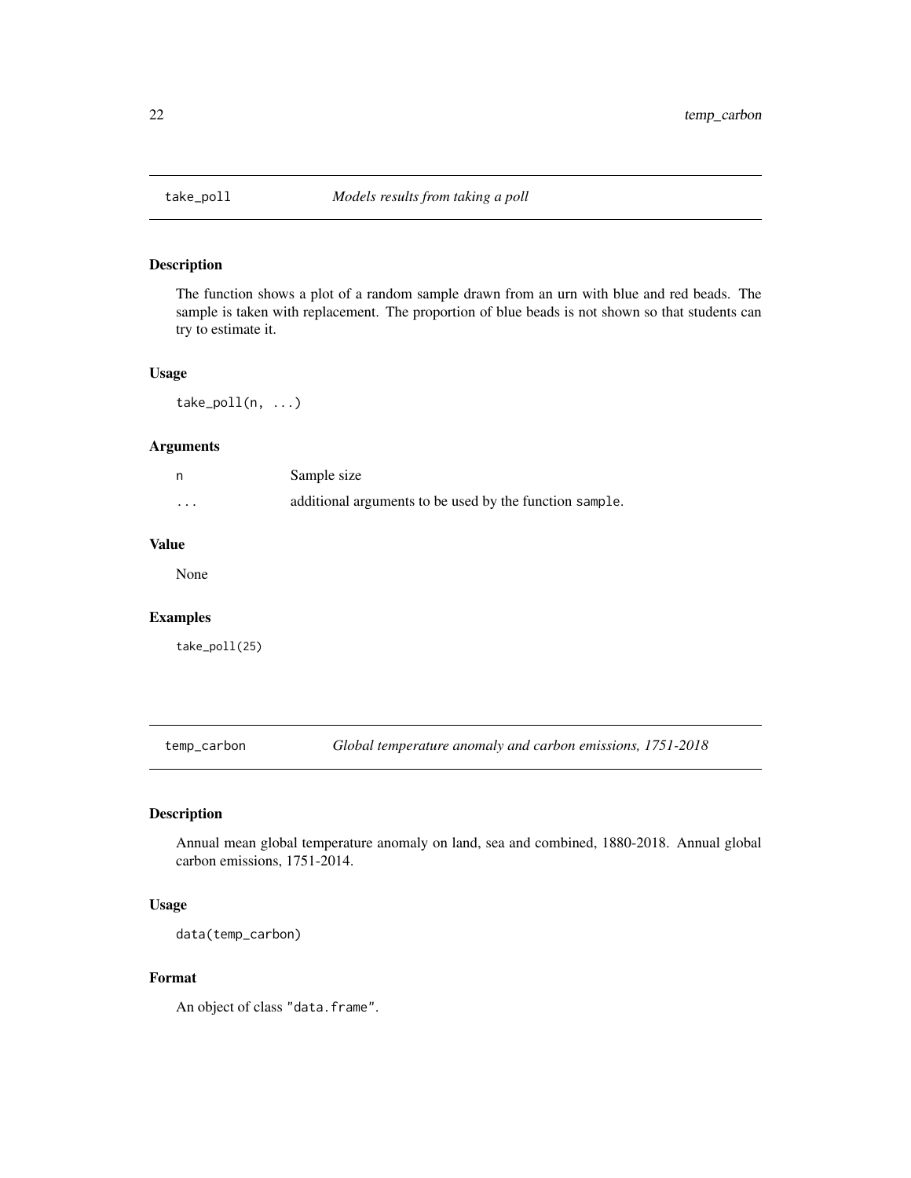## take_poll *Models results from taking a poll*

### Description

The function shows a plot of a random sample drawn from an urn with blue and red beads. The sample is taken with replacement. The proportion of blue beads is not shown so that students can try to estimate it.

### Usage

```
take_poll(n, ...)
```

### Arguments

| | |
|---|---|
| n | Sample size |
| ... | additional arguments to be used by the function `sample`. |

### Value

None

### Examples

```
take_poll(25)
```

## temp_carbon *Global temperature anomaly and carbon emissions, 1751-2018*

### Description

Annual mean global temperature anomaly on land, sea and combined, 1880-2018. Annual global carbon emissions, 1751-2014.

### Usage

```
data(temp_carbon)
```

### Format

An object of class `"data.frame"`.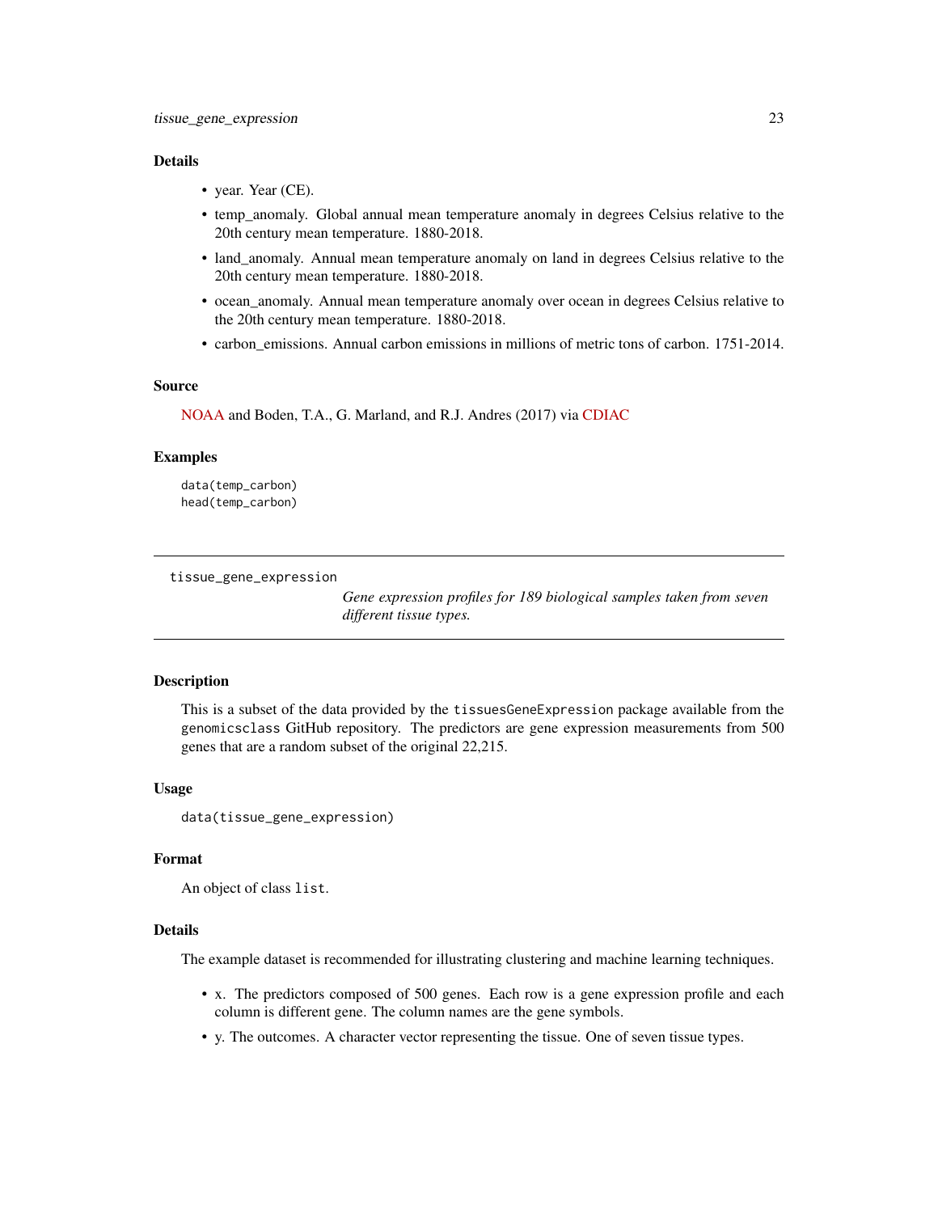### Details

- year. Year (CE).
- temp_anomaly. Global annual mean temperature anomaly in degrees Celsius relative to the 20th century mean temperature. 1880-2018.
- land_anomaly. Annual mean temperature anomaly on land in degrees Celsius relative to the 20th century mean temperature. 1880-2018.
- ocean_anomaly. Annual mean temperature anomaly over ocean in degrees Celsius relative to the 20th century mean temperature. 1880-2018.
- carbon_emissions. Annual carbon emissions in millions of metric tons of carbon. 1751-2014.

### Source

NOAA and Boden, T.A., G. Marland, and R.J. Andres (2017) via CDIAC

### Examples

```
data(temp_carbon)
head(temp_carbon)
```

---

## tissue_gene_expression

*Gene expression profiles for 189 biological samples taken from seven different tissue types.*

---

### Description

This is a subset of the data provided by the `tissuesGeneExpression` package available from the `genomicsclass` GitHub repository. The predictors are gene expression measurements from 500 genes that are a random subset of the original 22,215.

### Usage

```
data(tissue_gene_expression)
```

### Format

An object of class `list`.

### Details

The example dataset is recommended for illustrating clustering and machine learning techniques.

- x. The predictors composed of 500 genes. Each row is a gene expression profile and each column is different gene. The column names are the gene symbols.
- y. The outcomes. A character vector representing the tissue. One of seven tissue types.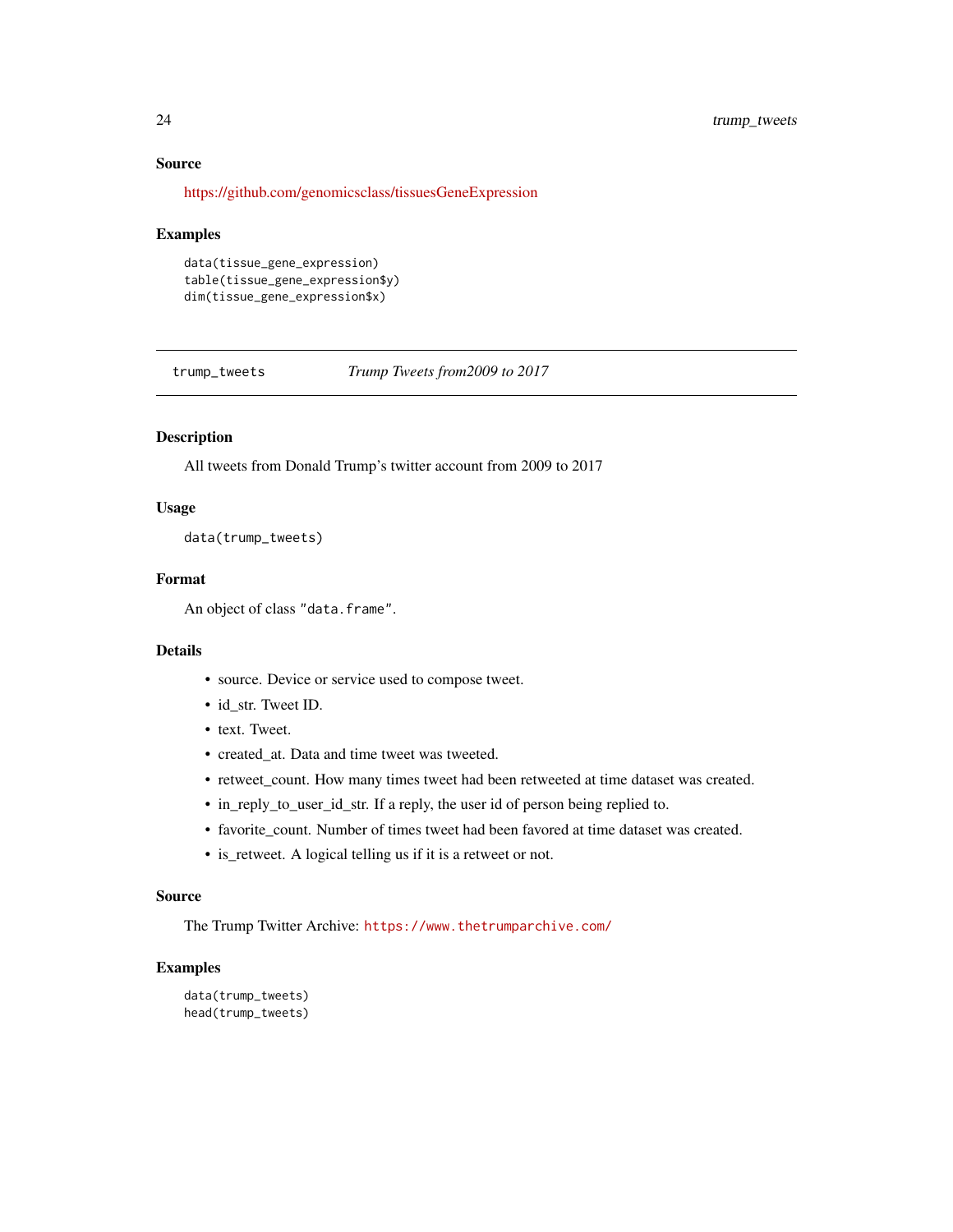### Source

https://github.com/genomicsclass/tissuesGeneExpression

### Examples

```
data(tissue_gene_expression)
table(tissue_gene_expression$y)
dim(tissue_gene_expression$x)
```

---

## trump_tweets — *Trump Tweets from2009 to 2017*

---

### Description

All tweets from Donald Trump's twitter account from 2009 to 2017

### Usage

```
data(trump_tweets)
```

### Format

An object of class "data.frame".

### Details

- source. Device or service used to compose tweet.
- id_str. Tweet ID.
- text. Tweet.
- created_at. Data and time tweet was tweeted.
- retweet_count. How many times tweet had been retweeted at time dataset was created.
- in_reply_to_user_id_str. If a reply, the user id of person being replied to.
- favorite_count. Number of times tweet had been favored at time dataset was created.
- is_retweet. A logical telling us if it is a retweet or not.

### Source

The Trump Twitter Archive: https://www.thetrumparchive.com/

### Examples

```
data(trump_tweets)
head(trump_tweets)
```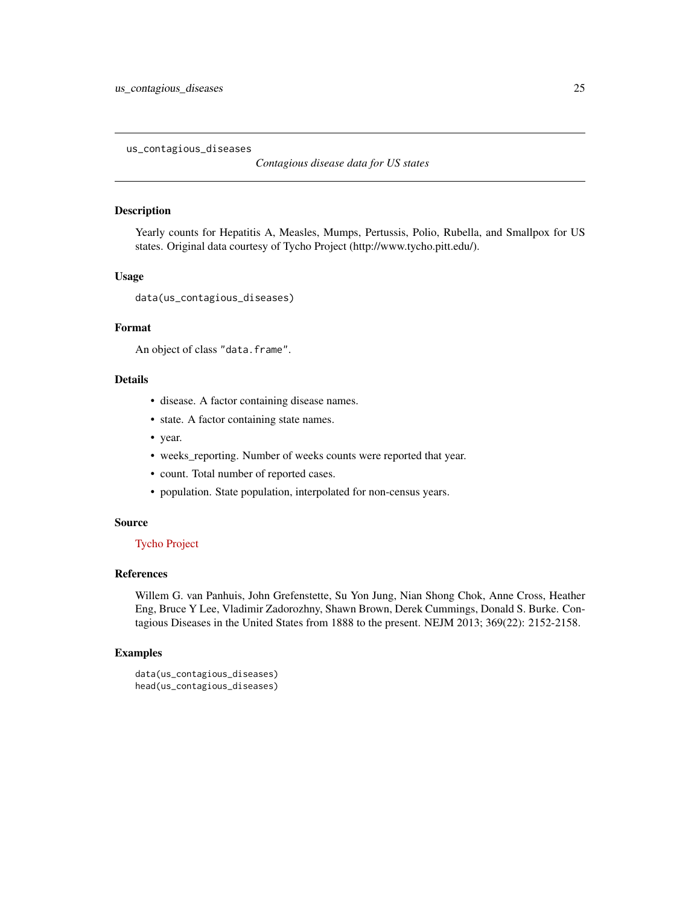## us_contagious_diseases

*Contagious disease data for US states*

### Description

Yearly counts for Hepatitis A, Measles, Mumps, Pertussis, Polio, Rubella, and Smallpox for US states. Original data courtesy of Tycho Project (http://www.tycho.pitt.edu/).

### Usage

```
data(us_contagious_diseases)
```

### Format

An object of class "data.frame".

### Details

- disease. A factor containing disease names.
- state. A factor containing state names.
- year.
- weeks_reporting. Number of weeks counts were reported that year.
- count. Total number of reported cases.
- population. State population, interpolated for non-census years.

### Source

Tycho Project

### References

Willem G. van Panhuis, John Grefenstette, Su Yon Jung, Nian Shong Chok, Anne Cross, Heather Eng, Bruce Y Lee, Vladimir Zadorozhny, Shawn Brown, Derek Cummings, Donald S. Burke. Contagious Diseases in the United States from 1888 to the present. NEJM 2013; 369(22): 2152-2158.

### Examples

```
data(us_contagious_diseases)
head(us_contagious_diseases)
```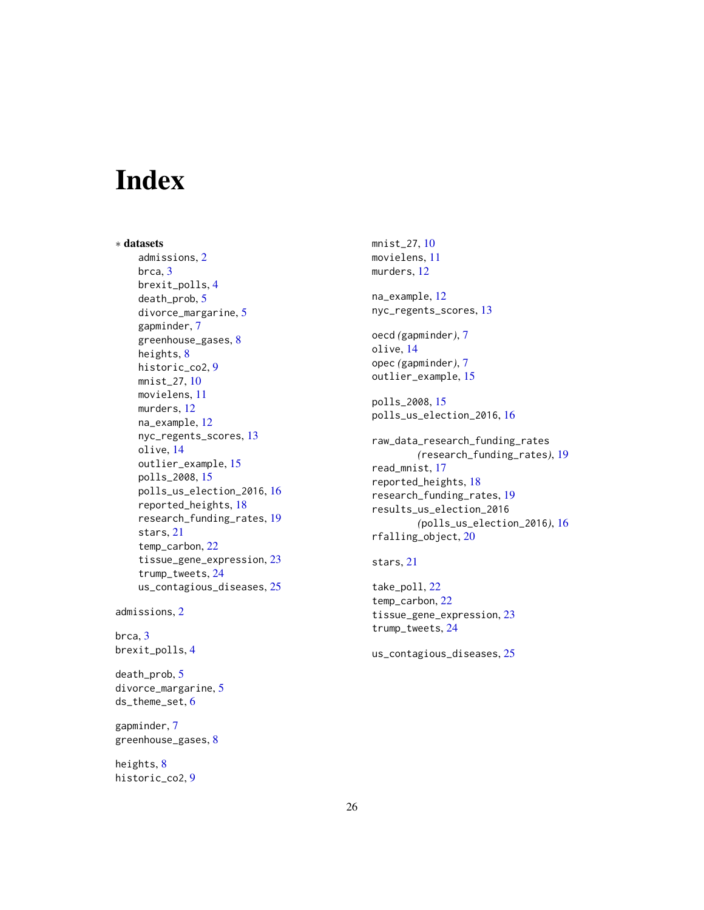# Index

* **datasets**
    - admissions, 2
    - brca, 3
    - brexit_polls, 4
    - death_prob, 5
    - divorce_margarine, 5
    - gapminder, 7
    - greenhouse_gases, 8
    - heights, 8
    - historic_co2, 9
    - mnist_27, 10
    - movielens, 11
    - murders, 12
    - na_example, 12
    - nyc_regents_scores, 13
    - olive, 14
    - outlier_example, 15
    - polls_2008, 15
    - polls_us_election_2016, 16
    - reported_heights, 18
    - research_funding_rates, 19
    - stars, 21
    - temp_carbon, 22
    - tissue_gene_expression, 23
    - trump_tweets, 24
    - us_contagious_diseases, 25

admissions, 2

brca, 3
brexit_polls, 4

death_prob, 5
divorce_margarine, 5
ds_theme_set, 6

gapminder, 7
greenhouse_gases, 8

heights, 8
historic_co2, 9

mnist_27, 10
movielens, 11
murders, 12

na_example, 12
nyc_regents_scores, 13

oecd *(gapminder)*, 7
olive, 14
opec *(gapminder)*, 7
outlier_example, 15

polls_2008, 15
polls_us_election_2016, 16

raw_data_research_funding_rates *(research_funding_rates)*, 19
read_mnist, 17
reported_heights, 18
research_funding_rates, 19
results_us_election_2016 *(polls_us_election_2016)*, 16
rfalling_object, 20

stars, 21

take_poll, 22
temp_carbon, 22
tissue_gene_expression, 23
trump_tweets, 24

us_contagious_diseases, 25